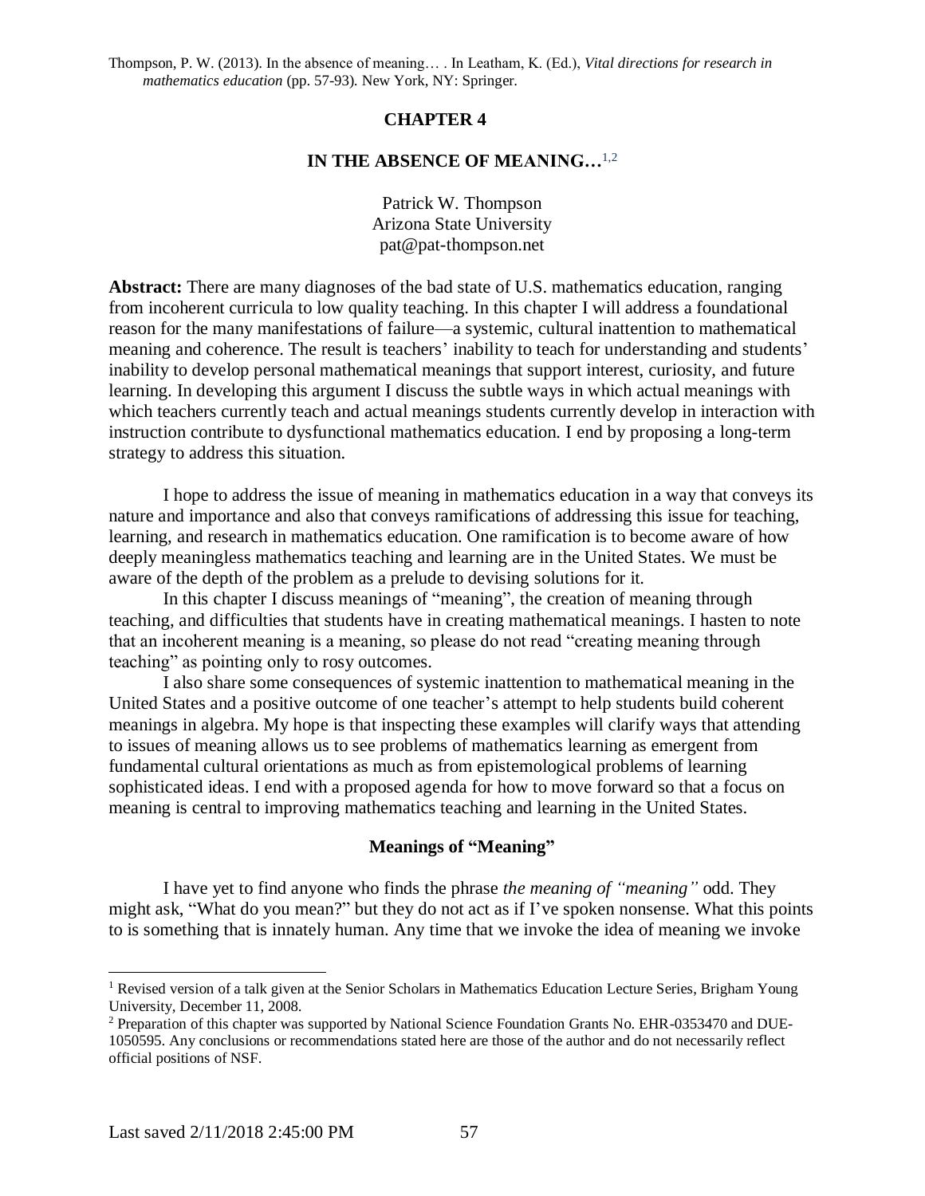Thompson, P. W. (2013). In the absence of meaning… . In Leatham, K. (Ed.), *Vital directions for research in mathematics education* (pp. 57-93). New York, NY: Springer.

# CHAPTER 4

# IN THE ABSENCE OF MEANING…[1,2]

Patrick W. Thompson
Arizona State University
pat@pat-thompson.net

**Abstract:** There are many diagnoses of the bad state of U.S. mathematics education, ranging from incoherent curricula to low quality teaching. In this chapter I will address a foundational reason for the many manifestations of failure—a systemic, cultural inattention to mathematical meaning and coherence. The result is teachers' inability to teach for understanding and students' inability to develop personal mathematical meanings that support interest, curiosity, and future learning. In developing this argument I discuss the subtle ways in which actual meanings with which teachers currently teach and actual meanings students currently develop in interaction with instruction contribute to dysfunctional mathematics education. I end by proposing a long-term strategy to address this situation.

I hope to address the issue of meaning in mathematics education in a way that conveys its nature and importance and also that conveys ramifications of addressing this issue for teaching, learning, and research in mathematics education. One ramification is to become aware of how deeply meaningless mathematics teaching and learning are in the United States. We must be aware of the depth of the problem as a prelude to devising solutions for it.

In this chapter I discuss meanings of "meaning", the creation of meaning through teaching, and difficulties that students have in creating mathematical meanings. I hasten to note that an incoherent meaning is a meaning, so please do not read "creating meaning through teaching" as pointing only to rosy outcomes.

I also share some consequences of systemic inattention to mathematical meaning in the United States and a positive outcome of one teacher's attempt to help students build coherent meanings in algebra. My hope is that inspecting these examples will clarify ways that attending to issues of meaning allows us to see problems of mathematics learning as emergent from fundamental cultural orientations as much as from epistemological problems of learning sophisticated ideas. I end with a proposed agenda for how to move forward so that a focus on meaning is central to improving mathematics teaching and learning in the United States.

## Meanings of "Meaning"

I have yet to find anyone who finds the phrase *the meaning of "meaning"* odd. They might ask, "What do you mean?" but they do not act as if I've spoken nonsense. What this points to is something that is innately human. Any time that we invoke the idea of meaning we invoke

---

[1] Revised version of a talk given at the Senior Scholars in Mathematics Education Lecture Series, Brigham Young University, December 11, 2008.

[2] Preparation of this chapter was supported by National Science Foundation Grants No. EHR-0353470 and DUE-1050595. Any conclusions or recommendations stated here are those of the author and do not necessarily reflect official positions of NSF.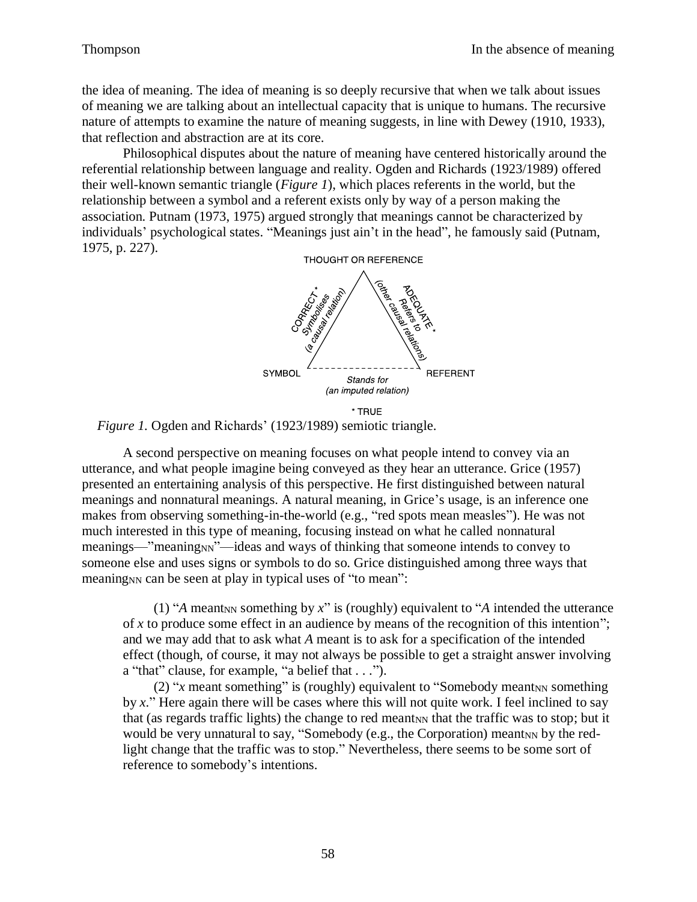the idea of meaning. The idea of meaning is so deeply recursive that when we talk about issues of meaning we are talking about an intellectual capacity that is unique to humans. The recursive nature of attempts to examine the nature of meaning suggests, in line with Dewey (1910, 1933), that reflection and abstraction are at its core.

Philosophical disputes about the nature of meaning have centered historically around the referential relationship between language and reality. Ogden and Richards (1923/1989) offered their well-known semantic triangle (*Figure 1*), which places referents in the world, but the relationship between a symbol and a referent exists only by way of a person making the association. Putnam (1973, 1975) argued strongly that meanings cannot be characterized by individuals' psychological states. "Meanings just ain't in the head", he famously said (Putnam, 1975, p. 227).

THOUGHT OR REFERENCE

CORRECT* Symbolises (a causal relation)

ADEQUATE* Refers to (other causal relations)

SYMBOL

REFERENT

Stands for (an imputed relation)

* TRUE

*Figure 1.* Ogden and Richards' (1923/1989) semiotic triangle.

A second perspective on meaning focuses on what people intend to convey via an utterance, and what people imagine being conveyed as they hear an utterance. Grice (1957) presented an entertaining analysis of this perspective. He first distinguished between natural meanings and nonnatural meanings. A natural meaning, in Grice's usage, is an inference one makes from observing something-in-the-world (e.g., "red spots mean measles"). He was not much interested in this type of meaning, focusing instead on what he called nonnatural meanings—"meaning$_{NN}$"—ideas and ways of thinking that someone intends to convey to someone else and uses signs or symbols to do so. Grice distinguished among three ways that meaning$_{NN}$ can be seen at play in typical uses of "to mean":

> (1) "*A* meant$_{NN}$ something by *x*" is (roughly) equivalent to "*A* intended the utterance of *x* to produce some effect in an audience by means of the recognition of this intention"; and we may add that to ask what *A* meant is to ask for a specification of the intended effect (though, of course, it may not always be possible to get a straight answer involving a "that" clause, for example, "a belief that . . .").
>
> (2) "*x* meant something" is (roughly) equivalent to "Somebody meant$_{NN}$ something by *x*." Here again there will be cases where this will not quite work. I feel inclined to say that (as regards traffic lights) the change to red meant$_{NN}$ that the traffic was to stop; but it would be very unnatural to say, "Somebody (e.g., the Corporation) meant$_{NN}$ by the red-light change that the traffic was to stop." Nevertheless, there seems to be some sort of reference to somebody's intentions.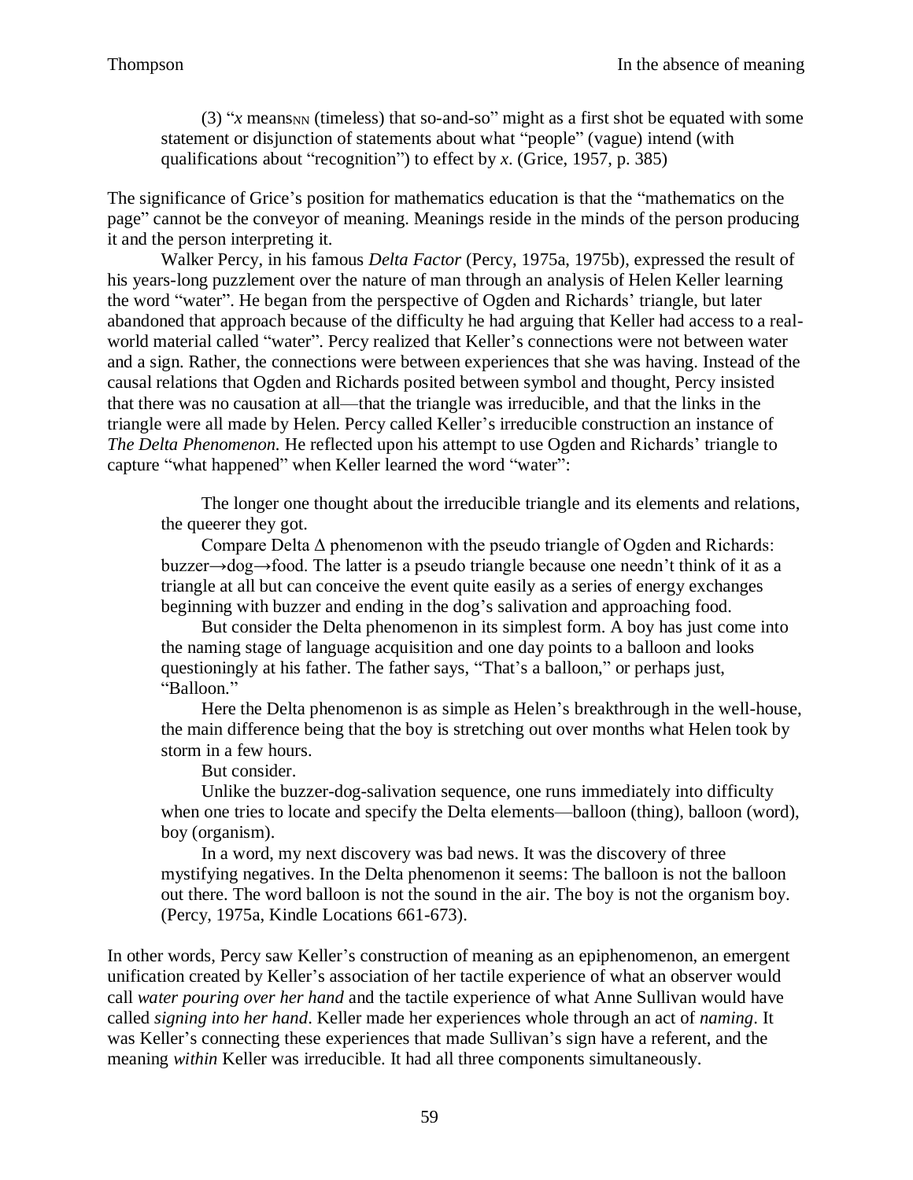(3) "*x* means$_{NN}$ (timeless) that so-and-so" might as a first shot be equated with some statement or disjunction of statements about what "people" (vague) intend (with qualifications about "recognition") to effect by *x*. (Grice, 1957, p. 385)

The significance of Grice's position for mathematics education is that the "mathematics on the page" cannot be the conveyor of meaning. Meanings reside in the minds of the person producing it and the person interpreting it.

Walker Percy, in his famous *Delta Factor* (Percy, 1975a, 1975b), expressed the result of his years-long puzzlement over the nature of man through an analysis of Helen Keller learning the word "water". He began from the perspective of Ogden and Richards' triangle, but later abandoned that approach because of the difficulty he had arguing that Keller had access to a real-world material called "water". Percy realized that Keller's connections were not between water and a sign. Rather, the connections were between experiences that she was having. Instead of the causal relations that Ogden and Richards posited between symbol and thought, Percy insisted that there was no causation at all—that the triangle was irreducible, and that the links in the triangle were all made by Helen. Percy called Keller's irreducible construction an instance of *The Delta Phenomenon.* He reflected upon his attempt to use Ogden and Richards' triangle to capture "what happened" when Keller learned the word "water":

> The longer one thought about the irreducible triangle and its elements and relations, the queerer they got.
>
> Compare Delta Δ phenomenon with the pseudo triangle of Ogden and Richards: buzzer→dog→food. The latter is a pseudo triangle because one needn't think of it as a triangle at all but can conceive the event quite easily as a series of energy exchanges beginning with buzzer and ending in the dog's salivation and approaching food.
>
> But consider the Delta phenomenon in its simplest form. A boy has just come into the naming stage of language acquisition and one day points to a balloon and looks questioningly at his father. The father says, "That's a balloon," or perhaps just, "Balloon."
>
> Here the Delta phenomenon is as simple as Helen's breakthrough in the well-house, the main difference being that the boy is stretching out over months what Helen took by storm in a few hours.
>
> But consider.
>
> Unlike the buzzer-dog-salivation sequence, one runs immediately into difficulty when one tries to locate and specify the Delta elements—balloon (thing), balloon (word), boy (organism).
>
> In a word, my next discovery was bad news. It was the discovery of three mystifying negatives. In the Delta phenomenon it seems: The balloon is not the balloon out there. The word balloon is not the sound in the air. The boy is not the organism boy. (Percy, 1975a, Kindle Locations 661-673).

In other words, Percy saw Keller's construction of meaning as an epiphenomenon, an emergent unification created by Keller's association of her tactile experience of what an observer would call *water pouring over her hand* and the tactile experience of what Anne Sullivan would have called *signing into her hand*. Keller made her experiences whole through an act of *naming*. It was Keller's connecting these experiences that made Sullivan's sign have a referent, and the meaning *within* Keller was irreducible. It had all three components simultaneously.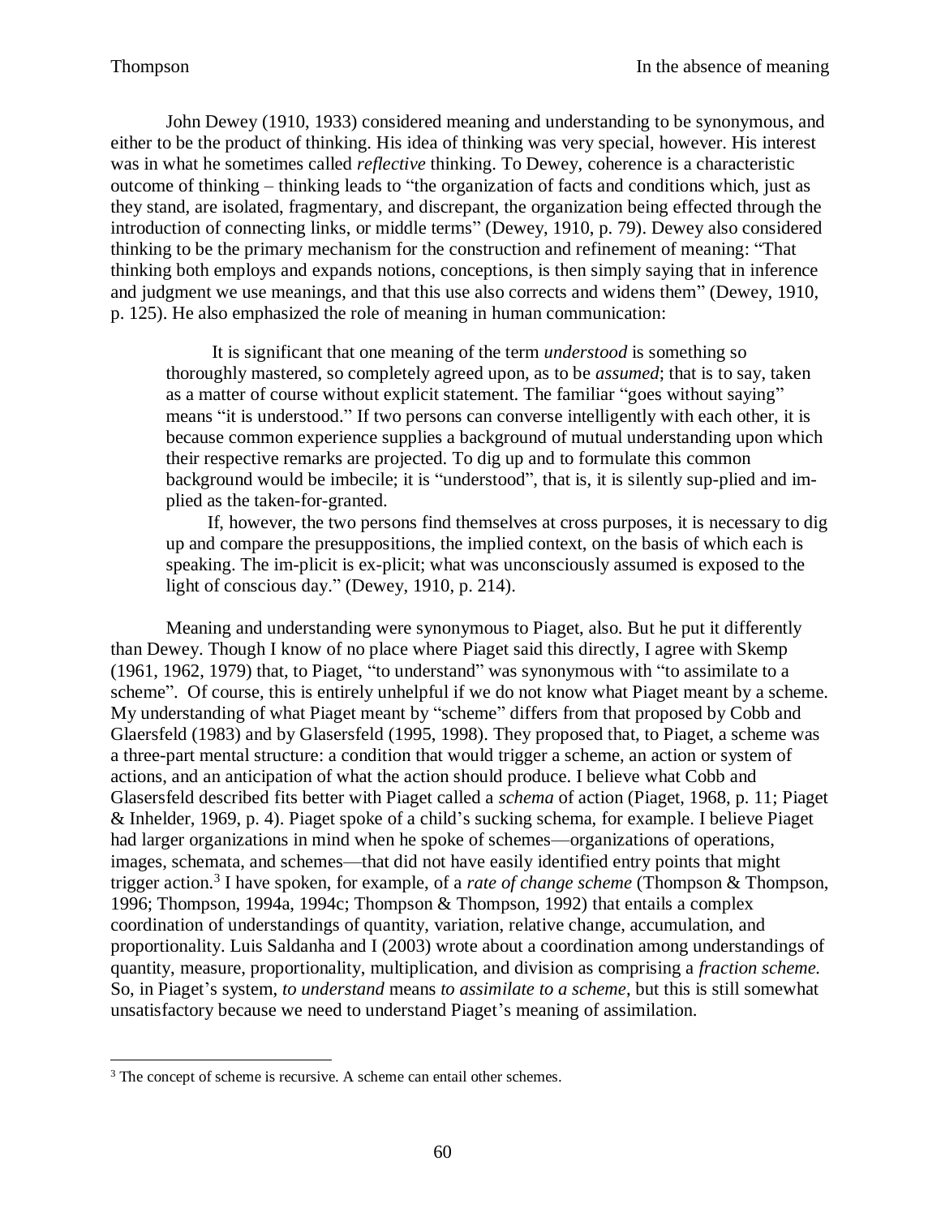John Dewey (1910, 1933) considered meaning and understanding to be synonymous, and either to be the product of thinking. His idea of thinking was very special, however. His interest was in what he sometimes called *reflective* thinking. To Dewey, coherence is a characteristic outcome of thinking – thinking leads to "the organization of facts and conditions which, just as they stand, are isolated, fragmentary, and discrepant, the organization being effected through the introduction of connecting links, or middle terms" (Dewey, 1910, p. 79). Dewey also considered thinking to be the primary mechanism for the construction and refinement of meaning: "That thinking both employs and expands notions, conceptions, is then simply saying that in inference and judgment we use meanings, and that this use also corrects and widens them" (Dewey, 1910, p. 125). He also emphasized the role of meaning in human communication:

> It is significant that one meaning of the term *understood* is something so thoroughly mastered, so completely agreed upon, as to be *assumed*; that is to say, taken as a matter of course without explicit statement. The familiar "goes without saying" means "it is understood." If two persons can converse intelligently with each other, it is because common experience supplies a background of mutual understanding upon which their respective remarks are projected. To dig up and to formulate this common background would be imbecile; it is "understood", that is, it is silently sup-plied and im-plied as the taken-for-granted.
>
> If, however, the two persons find themselves at cross purposes, it is necessary to dig up and compare the presuppositions, the implied context, on the basis of which each is speaking. The im-plicit is ex-plicit; what was unconsciously assumed is exposed to the light of conscious day." (Dewey, 1910, p. 214).

Meaning and understanding were synonymous to Piaget, also. But he put it differently than Dewey. Though I know of no place where Piaget said this directly, I agree with Skemp (1961, 1962, 1979) that, to Piaget, "to understand" was synonymous with "to assimilate to a scheme". Of course, this is entirely unhelpful if we do not know what Piaget meant by a scheme. My understanding of what Piaget meant by "scheme" differs from that proposed by Cobb and Glaersfeld (1983) and by Glasersfeld (1995, 1998). They proposed that, to Piaget, a scheme was a three-part mental structure: a condition that would trigger a scheme, an action or system of actions, and an anticipation of what the action should produce. I believe what Cobb and Glasersfeld described fits better with Piaget called a *schema* of action (Piaget, 1968, p. 11; Piaget & Inhelder, 1969, p. 4). Piaget spoke of a child's sucking schema, for example. I believe Piaget had larger organizations in mind when he spoke of schemes—organizations of operations, images, schemata, and schemes—that did not have easily identified entry points that might trigger action.[3] I have spoken, for example, of a *rate of change scheme* (Thompson & Thompson, 1996; Thompson, 1994a, 1994c; Thompson & Thompson, 1992) that entails a complex coordination of understandings of quantity, variation, relative change, accumulation, and proportionality. Luis Saldanha and I (2003) wrote about a coordination among understandings of quantity, measure, proportionality, multiplication, and division as comprising a *fraction scheme.* So, in Piaget's system, *to understand* means *to assimilate to a scheme*, but this is still somewhat unsatisfactory because we need to understand Piaget's meaning of assimilation.

[3] The concept of scheme is recursive. A scheme can entail other schemes.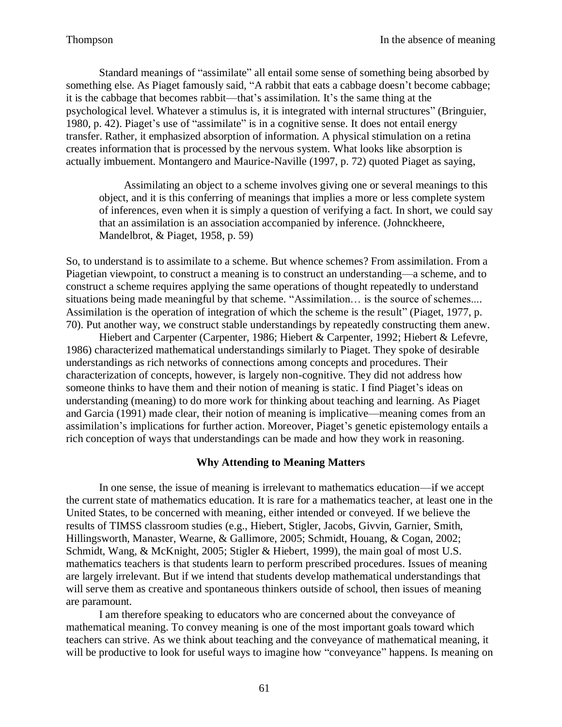Standard meanings of "assimilate" all entail some sense of something being absorbed by something else. As Piaget famously said, "A rabbit that eats a cabbage doesn't become cabbage; it is the cabbage that becomes rabbit—that's assimilation. It's the same thing at the psychological level. Whatever a stimulus is, it is integrated with internal structures" (Bringuier, 1980, p. 42). Piaget's use of "assimilate" is in a cognitive sense. It does not entail energy transfer. Rather, it emphasized absorption of information. A physical stimulation on a retina creates information that is processed by the nervous system. What looks like absorption is actually imbuement. Montangero and Maurice-Naville (1997, p. 72) quoted Piaget as saying,

> Assimilating an object to a scheme involves giving one or several meanings to this object, and it is this conferring of meanings that implies a more or less complete system of inferences, even when it is simply a question of verifying a fact. In short, we could say that an assimilation is an association accompanied by inference. (Johnckheere, Mandelbrot, & Piaget, 1958, p. 59)

So, to understand is to assimilate to a scheme. But whence schemes? From assimilation. From a Piagetian viewpoint, to construct a meaning is to construct an understanding—a scheme, and to construct a scheme requires applying the same operations of thought repeatedly to understand situations being made meaningful by that scheme. "Assimilation… is the source of schemes.... Assimilation is the operation of integration of which the scheme is the result" (Piaget, 1977, p. 70). Put another way, we construct stable understandings by repeatedly constructing them anew.

Hiebert and Carpenter (Carpenter, 1986; Hiebert & Carpenter, 1992; Hiebert & Lefevre, 1986) characterized mathematical understandings similarly to Piaget. They spoke of desirable understandings as rich networks of connections among concepts and procedures. Their characterization of concepts, however, is largely non-cognitive. They did not address how someone thinks to have them and their notion of meaning is static. I find Piaget's ideas on understanding (meaning) to do more work for thinking about teaching and learning. As Piaget and Garcia (1991) made clear, their notion of meaning is implicative—meaning comes from an assimilation's implications for further action. Moreover, Piaget's genetic epistemology entails a rich conception of ways that understandings can be made and how they work in reasoning.

## Why Attending to Meaning Matters

In one sense, the issue of meaning is irrelevant to mathematics education—if we accept the current state of mathematics education. It is rare for a mathematics teacher, at least one in the United States, to be concerned with meaning, either intended or conveyed. If we believe the results of TIMSS classroom studies (e.g., Hiebert, Stigler, Jacobs, Givvin, Garnier, Smith, Hillingsworth, Manaster, Wearne, & Gallimore, 2005; Schmidt, Houang, & Cogan, 2002; Schmidt, Wang, & McKnight, 2005; Stigler & Hiebert, 1999), the main goal of most U.S. mathematics teachers is that students learn to perform prescribed procedures. Issues of meaning are largely irrelevant. But if we intend that students develop mathematical understandings that will serve them as creative and spontaneous thinkers outside of school, then issues of meaning are paramount.

I am therefore speaking to educators who are concerned about the conveyance of mathematical meaning. To convey meaning is one of the most important goals toward which teachers can strive. As we think about teaching and the conveyance of mathematical meaning, it will be productive to look for useful ways to imagine how "conveyance" happens. Is meaning on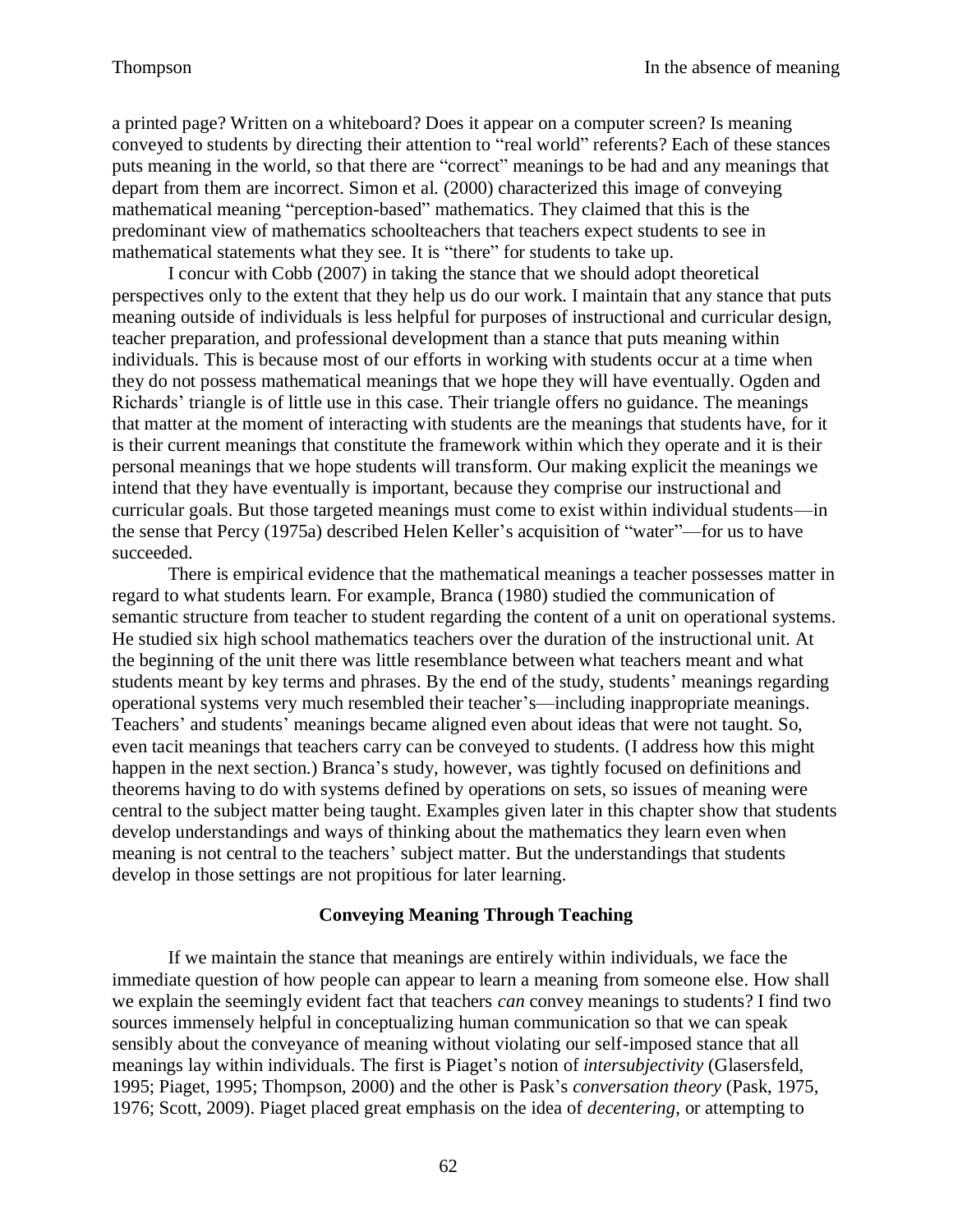a printed page? Written on a whiteboard? Does it appear on a computer screen? Is meaning conveyed to students by directing their attention to "real world" referents? Each of these stances puts meaning in the world, so that there are "correct" meanings to be had and any meanings that depart from them are incorrect. Simon et al. (2000) characterized this image of conveying mathematical meaning "perception-based" mathematics. They claimed that this is the predominant view of mathematics schoolteachers that teachers expect students to see in mathematical statements what they see. It is "there" for students to take up.

I concur with Cobb (2007) in taking the stance that we should adopt theoretical perspectives only to the extent that they help us do our work. I maintain that any stance that puts meaning outside of individuals is less helpful for purposes of instructional and curricular design, teacher preparation, and professional development than a stance that puts meaning within individuals. This is because most of our efforts in working with students occur at a time when they do not possess mathematical meanings that we hope they will have eventually. Ogden and Richards' triangle is of little use in this case. Their triangle offers no guidance. The meanings that matter at the moment of interacting with students are the meanings that students have, for it is their current meanings that constitute the framework within which they operate and it is their personal meanings that we hope students will transform. Our making explicit the meanings we intend that they have eventually is important, because they comprise our instructional and curricular goals. But those targeted meanings must come to exist within individual students—in the sense that Percy (1975a) described Helen Keller's acquisition of "water"—for us to have succeeded.

There is empirical evidence that the mathematical meanings a teacher possesses matter in regard to what students learn. For example, Branca (1980) studied the communication of semantic structure from teacher to student regarding the content of a unit on operational systems. He studied six high school mathematics teachers over the duration of the instructional unit. At the beginning of the unit there was little resemblance between what teachers meant and what students meant by key terms and phrases. By the end of the study, students' meanings regarding operational systems very much resembled their teacher's—including inappropriate meanings. Teachers' and students' meanings became aligned even about ideas that were not taught. So, even tacit meanings that teachers carry can be conveyed to students. (I address how this might happen in the next section.) Branca's study, however, was tightly focused on definitions and theorems having to do with systems defined by operations on sets, so issues of meaning were central to the subject matter being taught. Examples given later in this chapter show that students develop understandings and ways of thinking about the mathematics they learn even when meaning is not central to the teachers' subject matter. But the understandings that students develop in those settings are not propitious for later learning.

## Conveying Meaning Through Teaching

If we maintain the stance that meanings are entirely within individuals, we face the immediate question of how people can appear to learn a meaning from someone else. How shall we explain the seemingly evident fact that teachers *can* convey meanings to students? I find two sources immensely helpful in conceptualizing human communication so that we can speak sensibly about the conveyance of meaning without violating our self-imposed stance that all meanings lay within individuals. The first is Piaget's notion of *intersubjectivity* (Glasersfeld, 1995; Piaget, 1995; Thompson, 2000) and the other is Pask's *conversation theory* (Pask, 1975, 1976; Scott, 2009). Piaget placed great emphasis on the idea of *decentering*, or attempting to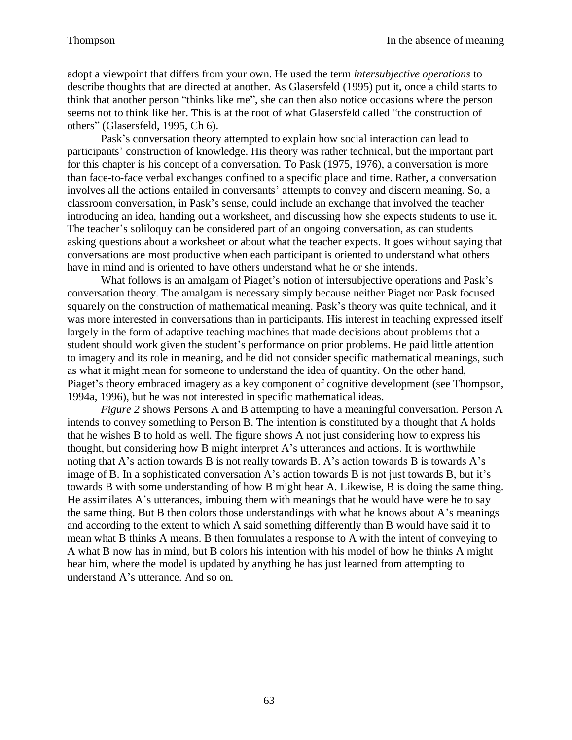adopt a viewpoint that differs from your own. He used the term *intersubjective operations* to describe thoughts that are directed at another. As Glasersfeld (1995) put it, once a child starts to think that another person "thinks like me", she can then also notice occasions where the person seems not to think like her. This is at the root of what Glasersfeld called "the construction of others" (Glasersfeld, 1995, Ch 6).

Pask's conversation theory attempted to explain how social interaction can lead to participants' construction of knowledge. His theory was rather technical, but the important part for this chapter is his concept of a conversation. To Pask (1975, 1976), a conversation is more than face-to-face verbal exchanges confined to a specific place and time. Rather, a conversation involves all the actions entailed in conversants' attempts to convey and discern meaning. So, a classroom conversation, in Pask's sense, could include an exchange that involved the teacher introducing an idea, handing out a worksheet, and discussing how she expects students to use it. The teacher's soliloquy can be considered part of an ongoing conversation, as can students asking questions about a worksheet or about what the teacher expects. It goes without saying that conversations are most productive when each participant is oriented to understand what others have in mind and is oriented to have others understand what he or she intends.

What follows is an amalgam of Piaget's notion of intersubjective operations and Pask's conversation theory. The amalgam is necessary simply because neither Piaget nor Pask focused squarely on the construction of mathematical meaning. Pask's theory was quite technical, and it was more interested in conversations than in participants. His interest in teaching expressed itself largely in the form of adaptive teaching machines that made decisions about problems that a student should work given the student's performance on prior problems. He paid little attention to imagery and its role in meaning, and he did not consider specific mathematical meanings, such as what it might mean for someone to understand the idea of quantity. On the other hand, Piaget's theory embraced imagery as a key component of cognitive development (see Thompson, 1994a, 1996), but he was not interested in specific mathematical ideas.

*Figure 2* shows Persons A and B attempting to have a meaningful conversation. Person A intends to convey something to Person B. The intention is constituted by a thought that A holds that he wishes B to hold as well. The figure shows A not just considering how to express his thought, but considering how B might interpret A's utterances and actions. It is worthwhile noting that A's action towards B is not really towards B. A's action towards B is towards A's image of B. In a sophisticated conversation A's action towards B is not just towards B, but it's towards B with some understanding of how B might hear A. Likewise, B is doing the same thing. He assimilates A's utterances, imbuing them with meanings that he would have were he to say the same thing. But B then colors those understandings with what he knows about A's meanings and according to the extent to which A said something differently than B would have said it to mean what B thinks A means. B then formulates a response to A with the intent of conveying to A what B now has in mind, but B colors his intention with his model of how he thinks A might hear him, where the model is updated by anything he has just learned from attempting to understand A's utterance. And so on.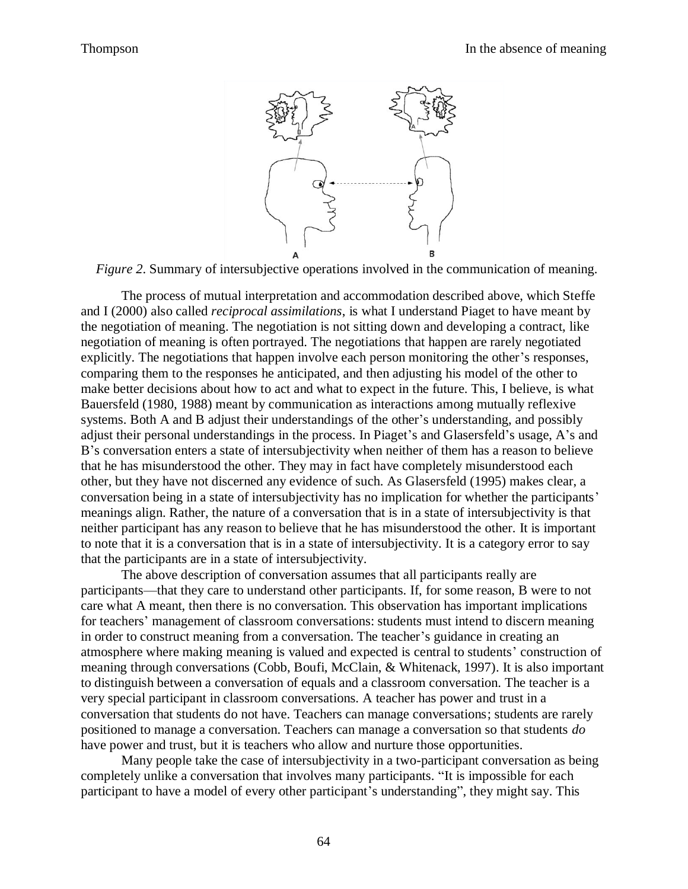*Figure 2*. Summary of intersubjective operations involved in the communication of meaning.

The process of mutual interpretation and accommodation described above, which Steffe and I (2000) also called *reciprocal assimilations*, is what I understand Piaget to have meant by the negotiation of meaning. The negotiation is not sitting down and developing a contract, like negotiation of meaning is often portrayed. The negotiations that happen are rarely negotiated explicitly. The negotiations that happen involve each person monitoring the other's responses, comparing them to the responses he anticipated, and then adjusting his model of the other to make better decisions about how to act and what to expect in the future. This, I believe, is what Bauersfeld (1980, 1988) meant by communication as interactions among mutually reflexive systems. Both A and B adjust their understandings of the other's understanding, and possibly adjust their personal understandings in the process. In Piaget's and Glasersfeld's usage, A's and B's conversation enters a state of intersubjectivity when neither of them has a reason to believe that he has misunderstood the other. They may in fact have completely misunderstood each other, but they have not discerned any evidence of such. As Glasersfeld (1995) makes clear, a conversation being in a state of intersubjectivity has no implication for whether the participants' meanings align. Rather, the nature of a conversation that is in a state of intersubjectivity is that neither participant has any reason to believe that he has misunderstood the other. It is important to note that it is a conversation that is in a state of intersubjectivity. It is a category error to say that the participants are in a state of intersubjectivity.

The above description of conversation assumes that all participants really are participants—that they care to understand other participants. If, for some reason, B were to not care what A meant, then there is no conversation. This observation has important implications for teachers' management of classroom conversations: students must intend to discern meaning in order to construct meaning from a conversation. The teacher's guidance in creating an atmosphere where making meaning is valued and expected is central to students' construction of meaning through conversations (Cobb, Boufi, McClain, & Whitenack, 1997). It is also important to distinguish between a conversation of equals and a classroom conversation. The teacher is a very special participant in classroom conversations. A teacher has power and trust in a conversation that students do not have. Teachers can manage conversations; students are rarely positioned to manage a conversation. Teachers can manage a conversation so that students *do* have power and trust, but it is teachers who allow and nurture those opportunities.

Many people take the case of intersubjectivity in a two-participant conversation as being completely unlike a conversation that involves many participants. "It is impossible for each participant to have a model of every other participant's understanding", they might say. This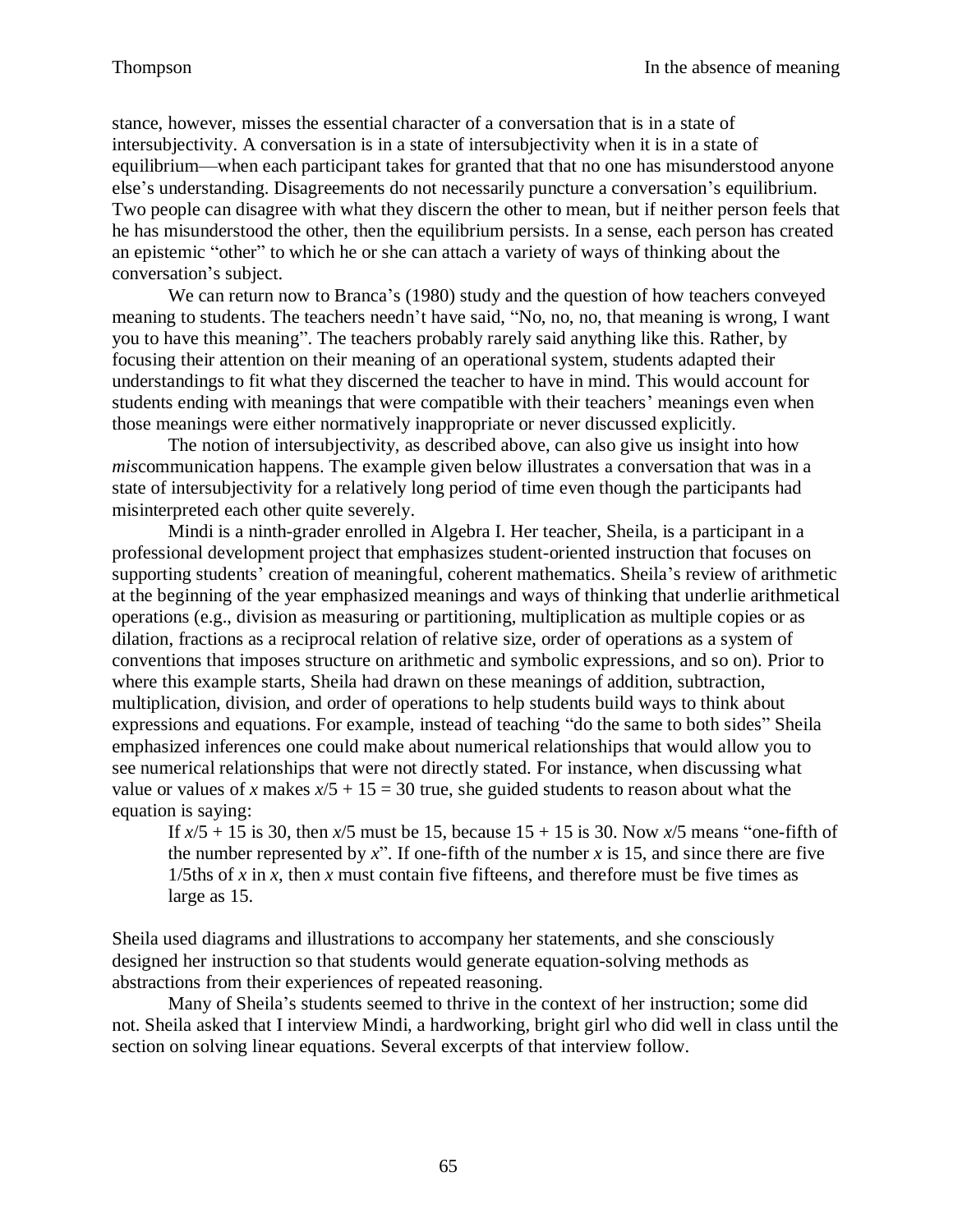stance, however, misses the essential character of a conversation that is in a state of intersubjectivity. A conversation is in a state of intersubjectivity when it is in a state of equilibrium—when each participant takes for granted that no one has misunderstood anyone else's understanding. Disagreements do not necessarily puncture a conversation's equilibrium. Two people can disagree with what they discern the other to mean, but if neither person feels that he has misunderstood the other, then the equilibrium persists. In a sense, each person has created an epistemic "other" to which he or she can attach a variety of ways of thinking about the conversation's subject.

We can return now to Branca's (1980) study and the question of how teachers conveyed meaning to students. The teachers needn't have said, "No, no, no, that meaning is wrong, I want you to have this meaning". The teachers probably rarely said anything like this. Rather, by focusing their attention on their meaning of an operational system, students adapted their understandings to fit what they discerned the teacher to have in mind. This would account for students ending with meanings that were compatible with their teachers' meanings even when those meanings were either normatively inappropriate or never discussed explicitly.

The notion of intersubjectivity, as described above, can also give us insight into how *mis*communication happens. The example given below illustrates a conversation that was in a state of intersubjectivity for a relatively long period of time even though the participants had misinterpreted each other quite severely.

Mindi is a ninth-grader enrolled in Algebra I. Her teacher, Sheila, is a participant in a professional development project that emphasizes student-oriented instruction that focuses on supporting students' creation of meaningful, coherent mathematics. Sheila's review of arithmetic at the beginning of the year emphasized meanings and ways of thinking that underlie arithmetical operations (e.g., division as measuring or partitioning, multiplication as multiple copies or as dilation, fractions as a reciprocal relation of relative size, order of operations as a system of conventions that imposes structure on arithmetic and symbolic expressions, and so on). Prior to where this example starts, Sheila had drawn on these meanings of addition, subtraction, multiplication, division, and order of operations to help students build ways to think about expressions and equations. For example, instead of teaching "do the same to both sides" Sheila emphasized inferences one could make about numerical relationships that would allow you to see numerical relationships that were not directly stated. For instance, when discussing what value or values of $x$ makes $x/5 + 15 = 30$ true, she guided students to reason about what the equation is saying:

> If $x/5 + 15$ is 30, then $x/5$ must be 15, because $15 + 15$ is 30. Now $x/5$ means "one-fifth of the number represented by $x$". If one-fifth of the number $x$ is 15, and since there are five 1/5ths of $x$ in $x$, then $x$ must contain five fifteens, and therefore must be five times as large as 15.

Sheila used diagrams and illustrations to accompany her statements, and she consciously designed her instruction so that students would generate equation-solving methods as abstractions from their experiences of repeated reasoning.

Many of Sheila's students seemed to thrive in the context of her instruction; some did not. Sheila asked that I interview Mindi, a hardworking, bright girl who did well in class until the section on solving linear equations. Several excerpts of that interview follow.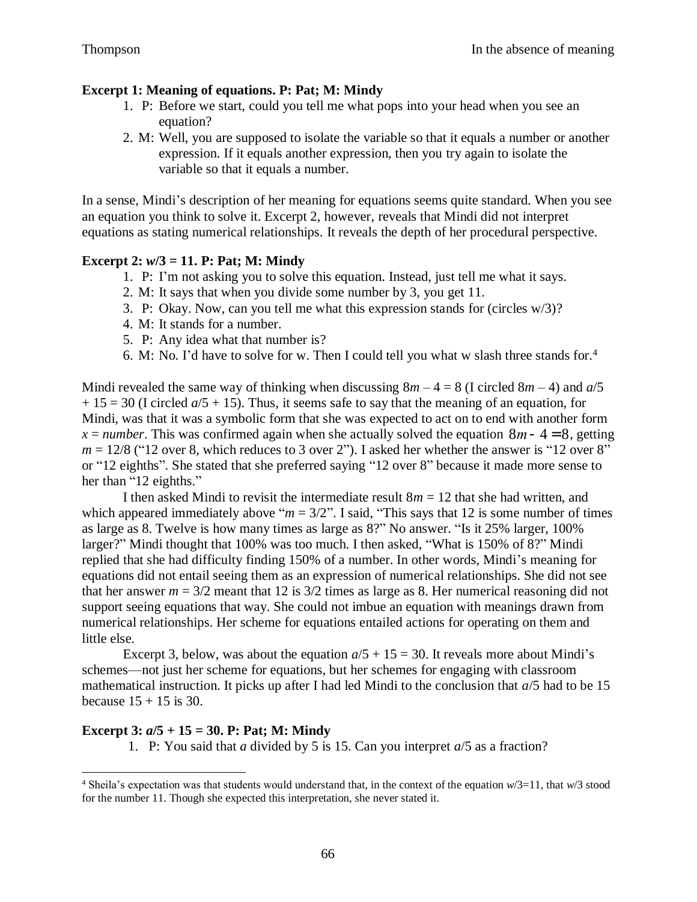**Excerpt 1: Meaning of equations. P: Pat; M: Mindy**

1. P: Before we start, could you tell me what pops into your head when you see an equation?
2. M: Well, you are supposed to isolate the variable so that it equals a number or another expression. If it equals another expression, then you try again to isolate the variable so that it equals a number.

In a sense, Mindi's description of her meaning for equations seems quite standard. When you see an equation you think to solve it. Excerpt 2, however, reveals that Mindi did not interpret equations as stating numerical relationships. It reveals the depth of her procedural perspective.

**Excerpt 2: $w/3 = 11$. P: Pat; M: Mindy**

1. P: I'm not asking you to solve this equation. Instead, just tell me what it says.
2. M: It says that when you divide some number by 3, you get 11.
3. P: Okay. Now, can you tell me what this expression stands for (circles w/3)?
4. M: It stands for a number.
5. P: Any idea what that number is?
6. M: No. I'd have to solve for w. Then I could tell you what w slash three stands for.[4]

Mindi revealed the same way of thinking when discussing $8m - 4 = 8$ (I circled $8m - 4$) and $a/5 + 15 = 30$ (I circled $a/5 + 15$). Thus, it seems safe to say that the meaning of an equation, for Mindi, was that it was a symbolic form that she was expected to act on to end with another form $x = number$. This was confirmed again when she actually solved the equation $8m - 4 = 8$, getting $m = 12/8$ ("12 over 8, which reduces to 3 over 2"). I asked her whether the answer is "12 over 8" or "12 eighths". She stated that she preferred saying "12 over 8" because it made more sense to her than "12 eighths."

I then asked Mindi to revisit the intermediate result $8m = 12$ that she had written, and which appeared immediately above "$m = 3/2$". I said, "This says that 12 is some number of times as large as 8. Twelve is how many times as large as 8?" No answer. "Is it 25% larger, 100% larger?" Mindi thought that 100% was too much. I then asked, "What is 150% of 8?" Mindi replied that she had difficulty finding 150% of a number. In other words, Mindi's meaning for equations did not entail seeing them as an expression of numerical relationships. She did not see that her answer $m = 3/2$ meant that 12 is 3/2 times as large as 8. Her numerical reasoning did not support seeing equations that way. She could not imbue an equation with meanings drawn from numerical relationships. Her scheme for equations entailed actions for operating on them and little else.

Excerpt 3, below, was about the equation $a/5 + 15 = 30$. It reveals more about Mindi's schemes—not just her scheme for equations, but her schemes for engaging with classroom mathematical instruction. It picks up after I had led Mindi to the conclusion that $a/5$ had to be 15 because $15 + 15$ is 30.

**Excerpt 3: $a/5 + 15 = 30$. P: Pat; M: Mindy**

1. P: You said that *a* divided by 5 is 15. Can you interpret $a/5$ as a fraction?

---

[4] Sheila's expectation was that students would understand that, in the context of the equation $w/3=11$, that $w/3$ stood for the number 11. Though she expected this interpretation, she never stated it.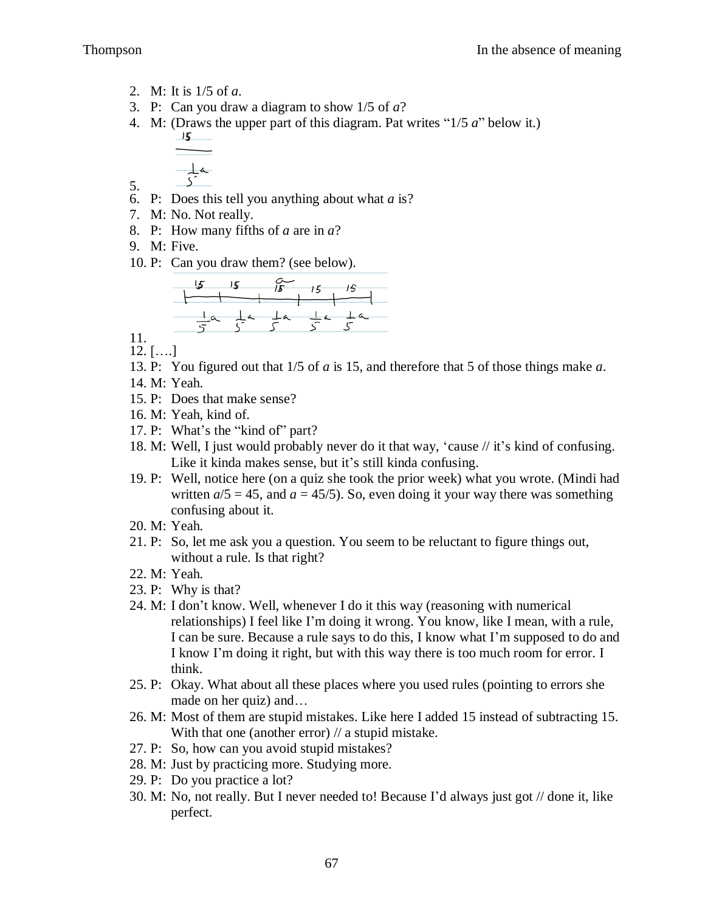2. M: It is 1/5 of *a*.
3. P: Can you draw a diagram to show 1/5 of *a*?
4. M: (Draws the upper part of this diagram. Pat writes "1/5 *a*" below it.)
5.
6. P: Does this tell you anything about what *a* is?
7. M: No. Not really.
8. P: How many fifths of *a* are in *a*?
9. M: Five.
10. P: Can you draw them? (see below).
11.
12. [….]
13. P: You figured out that 1/5 of *a* is 15, and therefore that 5 of those things make *a*.
14. M: Yeah.
15. P: Does that make sense?
16. M: Yeah, kind of.
17. P: What's the "kind of" part?
18. M: Well, I just would probably never do it that way, 'cause // it's kind of confusing. Like it kinda makes sense, but it's still kinda confusing.
19. P: Well, notice here (on a quiz she took the prior week) what you wrote. (Mindi had written $a/5 = 45$, and $a = 45/5$). So, even doing it your way there was something confusing about it.
20. M: Yeah.
21. P: So, let me ask you a question. You seem to be reluctant to figure things out, without a rule. Is that right?
22. M: Yeah.
23. P: Why is that?
24. M: I don't know. Well, whenever I do it this way (reasoning with numerical relationships) I feel like I'm doing it wrong. You know, like I mean, with a rule, I can be sure. Because a rule says to do this, I know what I'm supposed to do and I know I'm doing it right, but with this way there is too much room for error. I think.
25. P: Okay. What about all these places where you used rules (pointing to errors she made on her quiz) and…
26. M: Most of them are stupid mistakes. Like here I added 15 instead of subtracting 15. With that one (another error) // a stupid mistake.
27. P: So, how can you avoid stupid mistakes?
28. M: Just by practicing more. Studying more.
29. P: Do you practice a lot?
30. M: No, not really. But I never needed to! Because I'd always just got // done it, like perfect.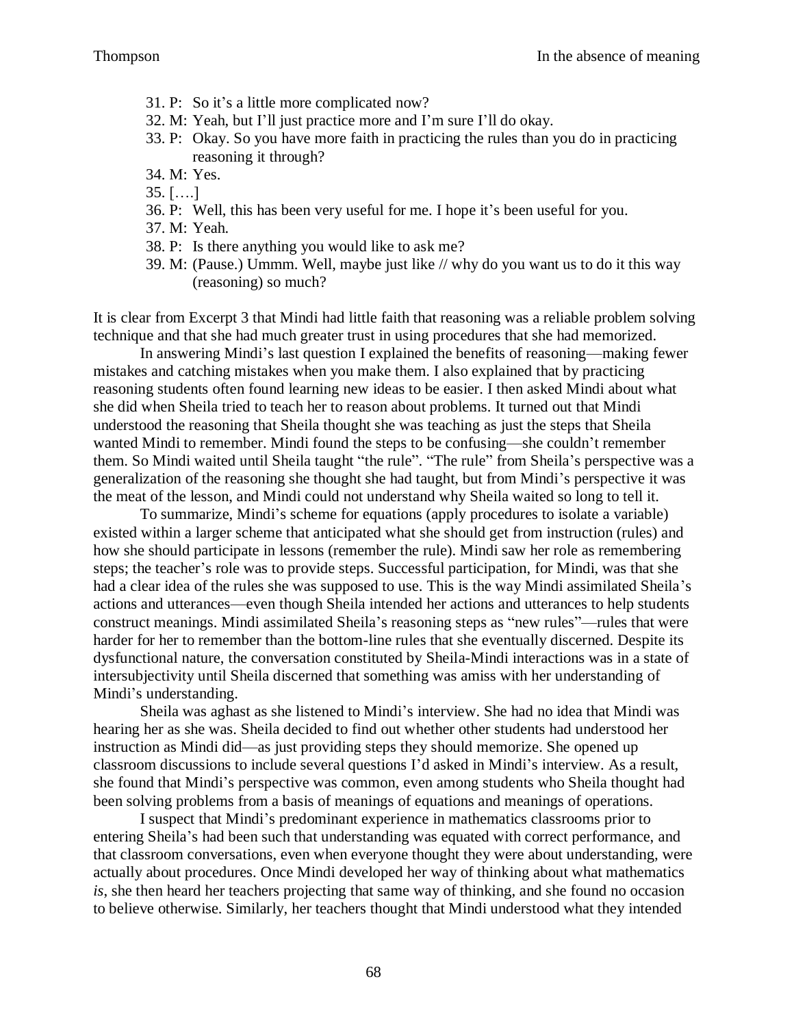31. P: So it's a little more complicated now?
32. M: Yeah, but I'll just practice more and I'm sure I'll do okay.
33. P: Okay. So you have more faith in practicing the rules than you do in practicing reasoning it through?
34. M: Yes.
35. [….]
36. P: Well, this has been very useful for me. I hope it's been useful for you.
37. M: Yeah.
38. P: Is there anything you would like to ask me?
39. M: (Pause.) Ummm. Well, maybe just like // why do you want us to do it this way (reasoning) so much?

It is clear from Excerpt 3 that Mindi had little faith that reasoning was a reliable problem solving technique and that she had much greater trust in using procedures that she had memorized.

In answering Mindi's last question I explained the benefits of reasoning—making fewer mistakes and catching mistakes when you make them. I also explained that by practicing reasoning students often found learning new ideas to be easier. I then asked Mindi about what she did when Sheila tried to teach her to reason about problems. It turned out that Mindi understood the reasoning that Sheila thought she was teaching as just the steps that Sheila wanted Mindi to remember. Mindi found the steps to be confusing—she couldn't remember them. So Mindi waited until Sheila taught "the rule". "The rule" from Sheila's perspective was a generalization of the reasoning she thought she had taught, but from Mindi's perspective it was the meat of the lesson, and Mindi could not understand why Sheila waited so long to tell it.

To summarize, Mindi's scheme for equations (apply procedures to isolate a variable) existed within a larger scheme that anticipated what she should get from instruction (rules) and how she should participate in lessons (remember the rule). Mindi saw her role as remembering steps; the teacher's role was to provide steps. Successful participation, for Mindi, was that she had a clear idea of the rules she was supposed to use. This is the way Mindi assimilated Sheila's actions and utterances—even though Sheila intended her actions and utterances to help students construct meanings. Mindi assimilated Sheila's reasoning steps as "new rules"—rules that were harder for her to remember than the bottom-line rules that she eventually discerned. Despite its dysfunctional nature, the conversation constituted by Sheila-Mindi interactions was in a state of intersubjectivity until Sheila discerned that something was amiss with her understanding of Mindi's understanding.

Sheila was aghast as she listened to Mindi's interview. She had no idea that Mindi was hearing her as she was. Sheila decided to find out whether other students had understood her instruction as Mindi did—as just providing steps they should memorize. She opened up classroom discussions to include several questions I'd asked in Mindi's interview. As a result, she found that Mindi's perspective was common, even among students who Sheila thought had been solving problems from a basis of meanings of equations and meanings of operations.

I suspect that Mindi's predominant experience in mathematics classrooms prior to entering Sheila's had been such that understanding was equated with correct performance, and that classroom conversations, even when everyone thought they were about understanding, were actually about procedures. Once Mindi developed her way of thinking about what mathematics *is*, she then heard her teachers projecting that same way of thinking, and she found no occasion to believe otherwise. Similarly, her teachers thought that Mindi understood what they intended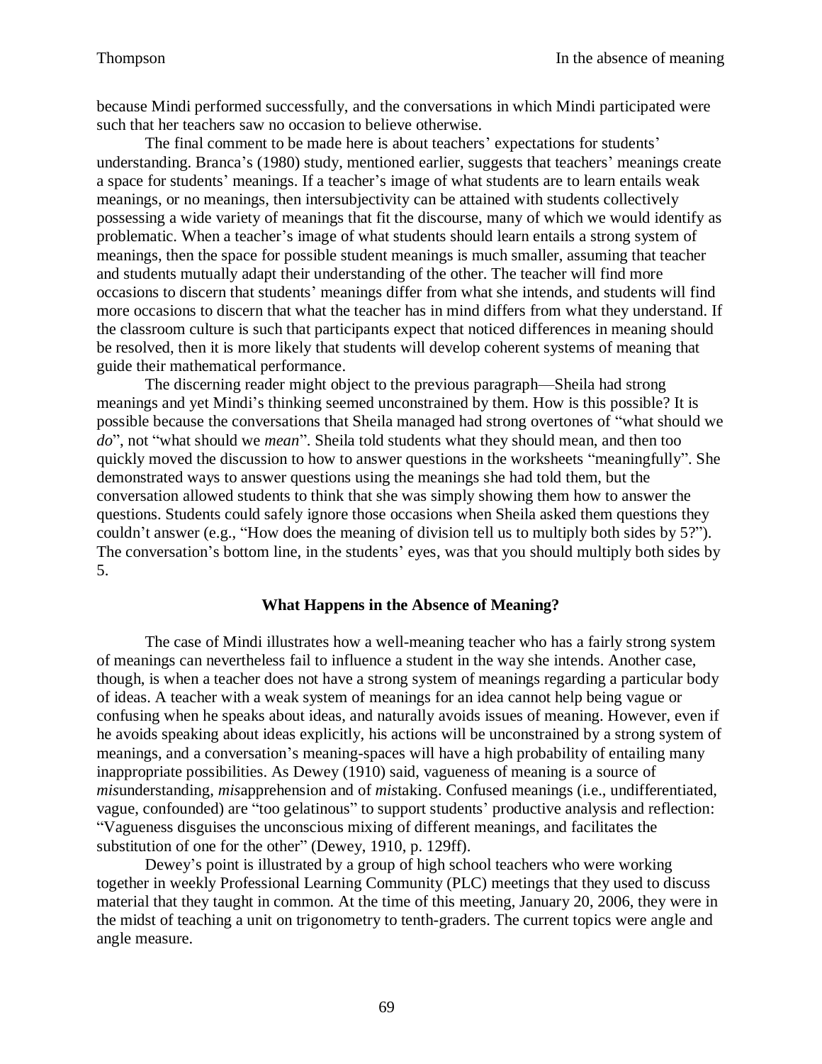because Mindi performed successfully, and the conversations in which Mindi participated were such that her teachers saw no occasion to believe otherwise.

The final comment to be made here is about teachers' expectations for students' understanding. Branca's (1980) study, mentioned earlier, suggests that teachers' meanings create a space for students' meanings. If a teacher's image of what students are to learn entails weak meanings, or no meanings, then intersubjectivity can be attained with students collectively possessing a wide variety of meanings that fit the discourse, many of which we would identify as problematic. When a teacher's image of what students should learn entails a strong system of meanings, then the space for possible student meanings is much smaller, assuming that teacher and students mutually adapt their understanding of the other. The teacher will find more occasions to discern that students' meanings differ from what she intends, and students will find more occasions to discern that what the teacher has in mind differs from what they understand. If the classroom culture is such that participants expect that noticed differences in meaning should be resolved, then it is more likely that students will develop coherent systems of meaning that guide their mathematical performance.

The discerning reader might object to the previous paragraph—Sheila had strong meanings and yet Mindi's thinking seemed unconstrained by them. How is this possible? It is possible because the conversations that Sheila managed had strong overtones of "what should we *do*", not "what should we *mean*". Sheila told students what they should mean, and then too quickly moved the discussion to how to answer questions in the worksheets "meaningfully". She demonstrated ways to answer questions using the meanings she had told them, but the conversation allowed students to think that she was simply showing them how to answer the questions. Students could safely ignore those occasions when Sheila asked them questions they couldn't answer (e.g., "How does the meaning of division tell us to multiply both sides by 5?"). The conversation's bottom line, in the students' eyes, was that you should multiply both sides by 5.

## What Happens in the Absence of Meaning?

The case of Mindi illustrates how a well-meaning teacher who has a fairly strong system of meanings can nevertheless fail to influence a student in the way she intends. Another case, though, is when a teacher does not have a strong system of meanings regarding a particular body of ideas. A teacher with a weak system of meanings for an idea cannot help being vague or confusing when he speaks about ideas, and naturally avoids issues of meaning. However, even if he avoids speaking about ideas explicitly, his actions will be unconstrained by a strong system of meanings, and a conversation's meaning-spaces will have a high probability of entailing many inappropriate possibilities. As Dewey (1910) said, vagueness of meaning is a source of *mis*understanding, *mis*apprehension and of *mis*taking. Confused meanings (i.e., undifferentiated, vague, confounded) are "too gelatinous" to support students' productive analysis and reflection: "Vagueness disguises the unconscious mixing of different meanings, and facilitates the substitution of one for the other" (Dewey, 1910, p. 129ff).

Dewey's point is illustrated by a group of high school teachers who were working together in weekly Professional Learning Community (PLC) meetings that they used to discuss material that they taught in common. At the time of this meeting, January 20, 2006, they were in the midst of teaching a unit on trigonometry to tenth-graders. The current topics were angle and angle measure.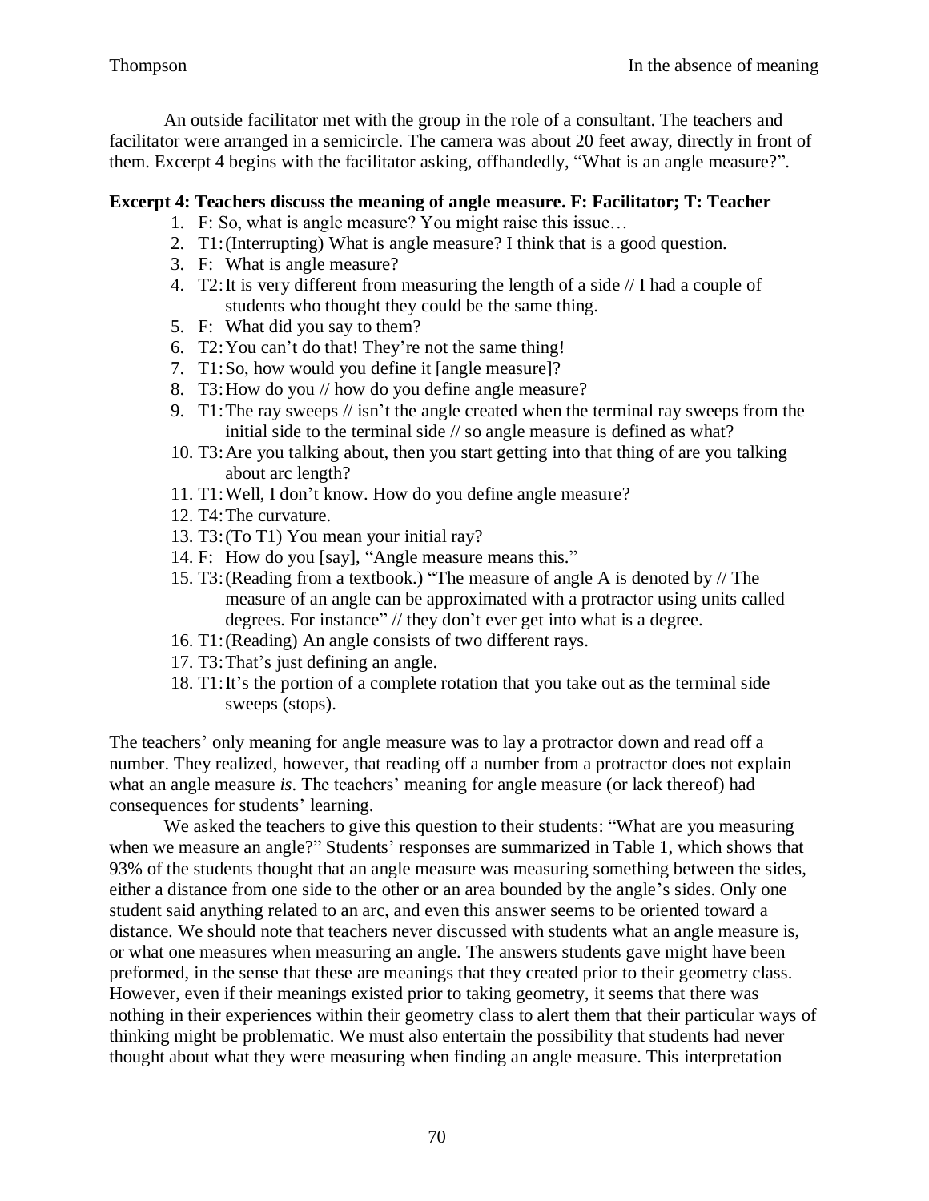An outside facilitator met with the group in the role of a consultant. The teachers and facilitator were arranged in a semicircle. The camera was about 20 feet away, directly in front of them. Excerpt 4 begins with the facilitator asking, offhandedly, "What is an angle measure?".

**Excerpt 4: Teachers discuss the meaning of angle measure. F: Facilitator; T: Teacher**

1. F: So, what is angle measure? You might raise this issue…
2. T1: (Interrupting) What is angle measure? I think that is a good question.
3. F: What is angle measure?
4. T2: It is very different from measuring the length of a side // I had a couple of students who thought they could be the same thing.
5. F: What did you say to them?
6. T2: You can't do that! They're not the same thing!
7. T1: So, how would you define it [angle measure]?
8. T3: How do you // how do you define angle measure?
9. T1: The ray sweeps // isn't the angle created when the terminal ray sweeps from the initial side to the terminal side // so angle measure is defined as what?
10. T3: Are you talking about, then you start getting into that thing of are you talking about arc length?
11. T1: Well, I don't know. How do you define angle measure?
12. T4: The curvature.
13. T3: (To T1) You mean your initial ray?
14. F: How do you [say], "Angle measure means this."
15. T3: (Reading from a textbook.) "The measure of angle A is denoted by // The measure of an angle can be approximated with a protractor using units called degrees. For instance" // they don't ever get into what is a degree.
16. T1: (Reading) An angle consists of two different rays.
17. T3: That's just defining an angle.
18. T1: It's the portion of a complete rotation that you take out as the terminal side sweeps (stops).

The teachers' only meaning for angle measure was to lay a protractor down and read off a number. They realized, however, that reading off a number from a protractor does not explain what an angle measure *is*. The teachers' meaning for angle measure (or lack thereof) had consequences for students' learning.

We asked the teachers to give this question to their students: "What are you measuring when we measure an angle?" Students' responses are summarized in Table 1, which shows that 93% of the students thought that an angle measure was measuring something between the sides, either a distance from one side to the other or an area bounded by the angle's sides. Only one student said anything related to an arc, and even this answer seems to be oriented toward a distance. We should note that teachers never discussed with students what an angle measure is, or what one measures when measuring an angle. The answers students gave might have been preformed, in the sense that these are meanings that they created prior to their geometry class. However, even if their meanings existed prior to taking geometry, it seems that there was nothing in their experiences within their geometry class to alert them that their particular ways of thinking might be problematic. We must also entertain the possibility that students had never thought about what they were measuring when finding an angle measure. This interpretation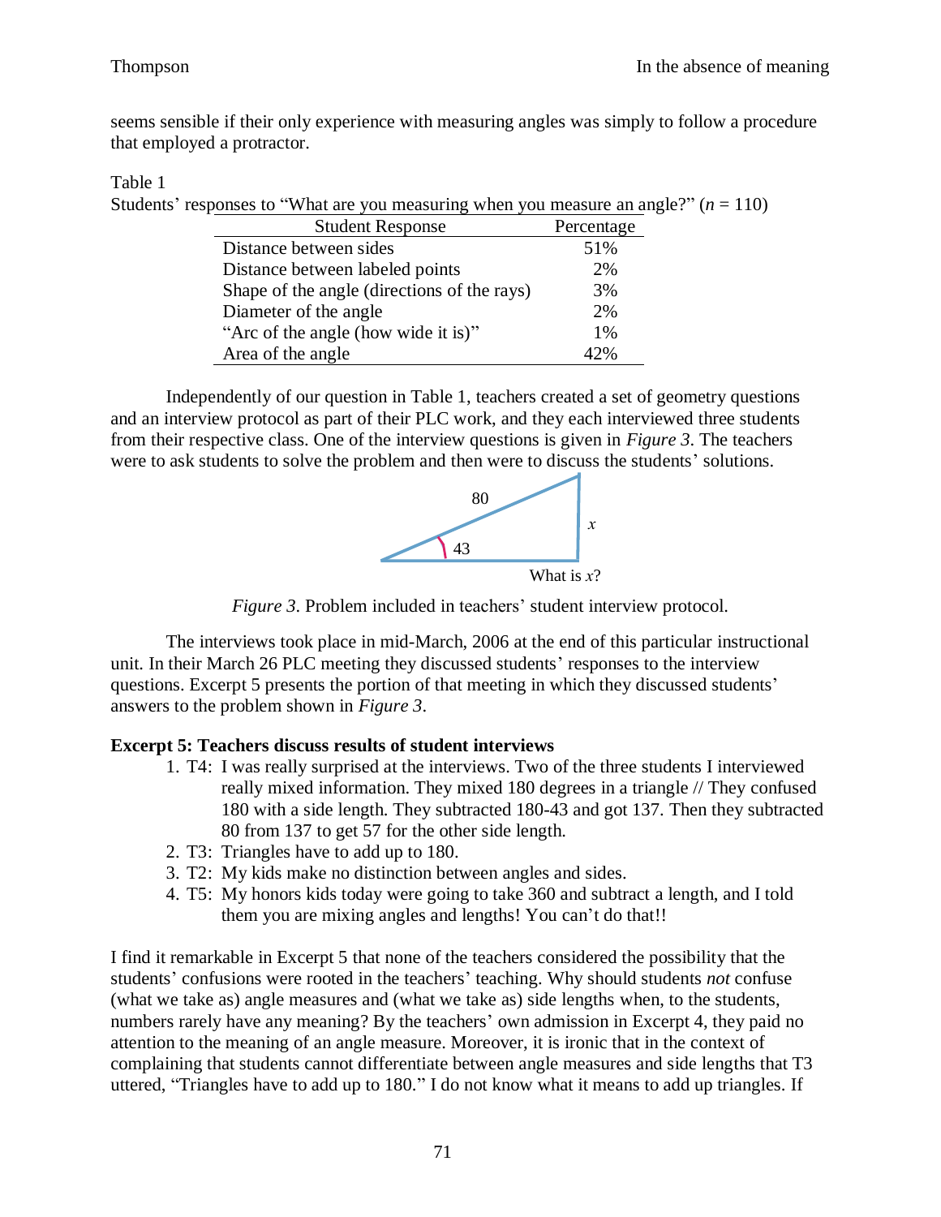seems sensible if their only experience with measuring angles was simply to follow a procedure that employed a protractor.

Table 1
Students' responses to "What are you measuring when you measure an angle?" ($n$ = 110)

| Student Response | Percentage |
|---|---|
| Distance between sides | 51% |
| Distance between labeled points | 2% |
| Shape of the angle (directions of the rays) | 3% |
| Diameter of the angle | 2% |
| "Arc of the angle (how wide it is)" | 1% |
| Area of the angle | 42% |

Independently of our question in Table 1, teachers created a set of geometry questions and an interview protocol as part of their PLC work, and they each interviewed three students from their respective class. One of the interview questions is given in *Figure 3*. The teachers were to ask students to solve the problem and then were to discuss the students' solutions.

*Figure 3*. Problem included in teachers' student interview protocol.

The interviews took place in mid-March, 2006 at the end of this particular instructional unit. In their March 26 PLC meeting they discussed students' responses to the interview questions. Excerpt 5 presents the portion of that meeting in which they discussed students' answers to the problem shown in *Figure 3*.

**Excerpt 5: Teachers discuss results of student interviews**

1. T4: I was really surprised at the interviews. Two of the three students I interviewed really mixed information. They mixed 180 degrees in a triangle // They confused 180 with a side length. They subtracted 180-43 and got 137. Then they subtracted 80 from 137 to get 57 for the other side length.
2. T3: Triangles have to add up to 180.
3. T2: My kids make no distinction between angles and sides.
4. T5: My honors kids today were going to take 360 and subtract a length, and I told them you are mixing angles and lengths! You can't do that!!

I find it remarkable in Excerpt 5 that none of the teachers considered the possibility that the students' confusions were rooted in the teachers' teaching. Why should students *not* confuse (what we take as) angle measures and (what we take as) side lengths when, to the students, numbers rarely have any meaning? By the teachers' own admission in Excerpt 4, they paid no attention to the meaning of an angle measure. Moreover, it is ironic that in the context of complaining that students cannot differentiate between angle measures and side lengths that T3 uttered, "Triangles have to add up to 180." I do not know what it means to add up triangles. If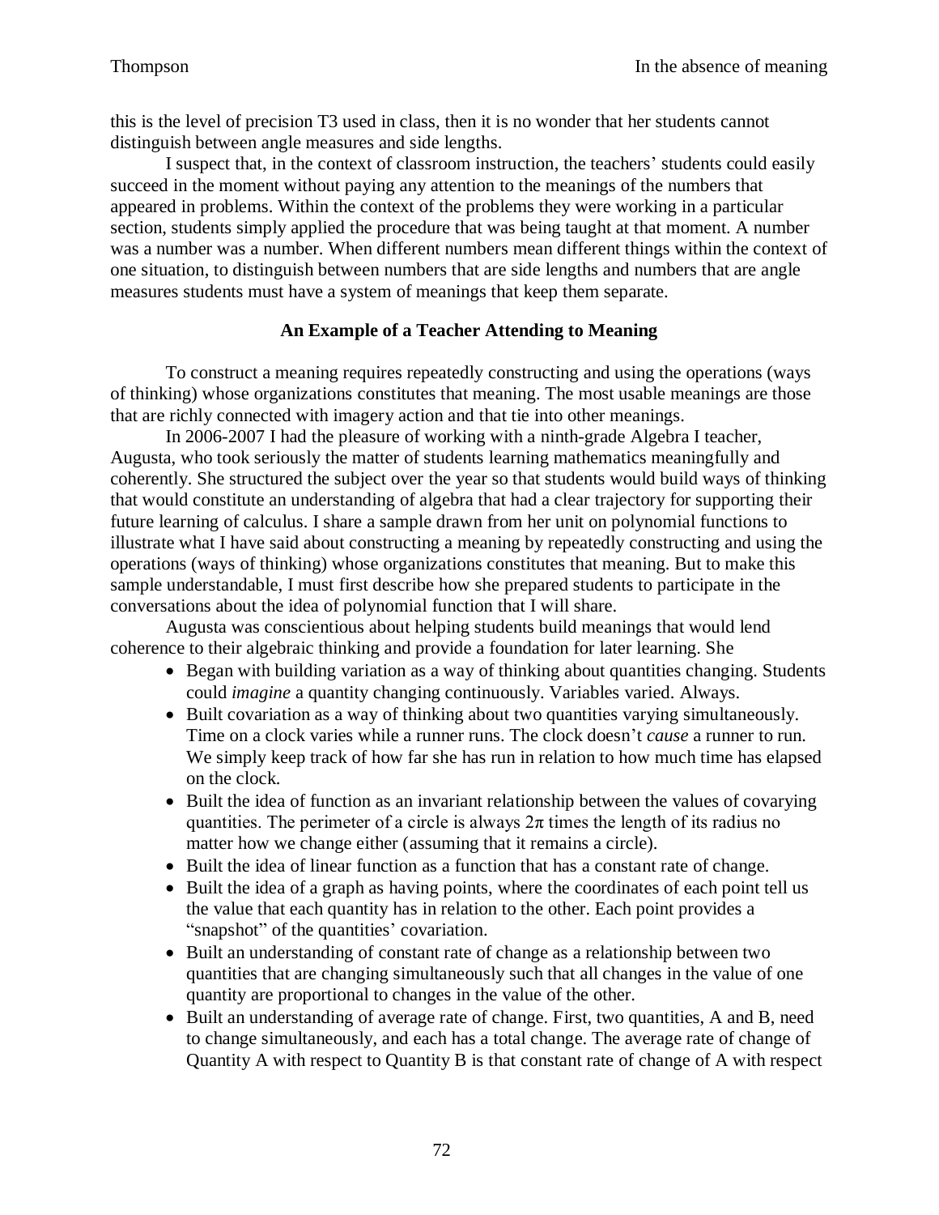this is the level of precision T3 used in class, then it is no wonder that her students cannot distinguish between angle measures and side lengths.

I suspect that, in the context of classroom instruction, the teachers' students could easily succeed in the moment without paying any attention to the meanings of the numbers that appeared in problems. Within the context of the problems they were working in a particular section, students simply applied the procedure that was being taught at that moment. A number was a number was a number. When different numbers mean different things within the context of one situation, to distinguish between numbers that are side lengths and numbers that are angle measures students must have a system of meanings that keep them separate.

## An Example of a Teacher Attending to Meaning

To construct a meaning requires repeatedly constructing and using the operations (ways of thinking) whose organizations constitutes that meaning. The most usable meanings are those that are richly connected with imagery action and that tie into other meanings.

In 2006-2007 I had the pleasure of working with a ninth-grade Algebra I teacher, Augusta, who took seriously the matter of students learning mathematics meaningfully and coherently. She structured the subject over the year so that students would build ways of thinking that would constitute an understanding of algebra that had a clear trajectory for supporting their future learning of calculus. I share a sample drawn from her unit on polynomial functions to illustrate what I have said about constructing a meaning by repeatedly constructing and using the operations (ways of thinking) whose organizations constitutes that meaning. But to make this sample understandable, I must first describe how she prepared students to participate in the conversations about the idea of polynomial function that I will share.

Augusta was conscientious about helping students build meanings that would lend coherence to their algebraic thinking and provide a foundation for later learning. She

- Began with building variation as a way of thinking about quantities changing. Students could *imagine* a quantity changing continuously. Variables varied. Always.
- Built covariation as a way of thinking about two quantities varying simultaneously. Time on a clock varies while a runner runs. The clock doesn't *cause* a runner to run. We simply keep track of how far she has run in relation to how much time has elapsed on the clock.
- Built the idea of function as an invariant relationship between the values of covarying quantities. The perimeter of a circle is always $2\pi$ times the length of its radius no matter how we change either (assuming that it remains a circle).
- Built the idea of linear function as a function that has a constant rate of change.
- Built the idea of a graph as having points, where the coordinates of each point tell us the value that each quantity has in relation to the other. Each point provides a "snapshot" of the quantities' covariation.
- Built an understanding of constant rate of change as a relationship between two quantities that are changing simultaneously such that all changes in the value of one quantity are proportional to changes in the value of the other.
- Built an understanding of average rate of change. First, two quantities, A and B, need to change simultaneously, and each has a total change. The average rate of change of Quantity A with respect to Quantity B is that constant rate of change of A with respect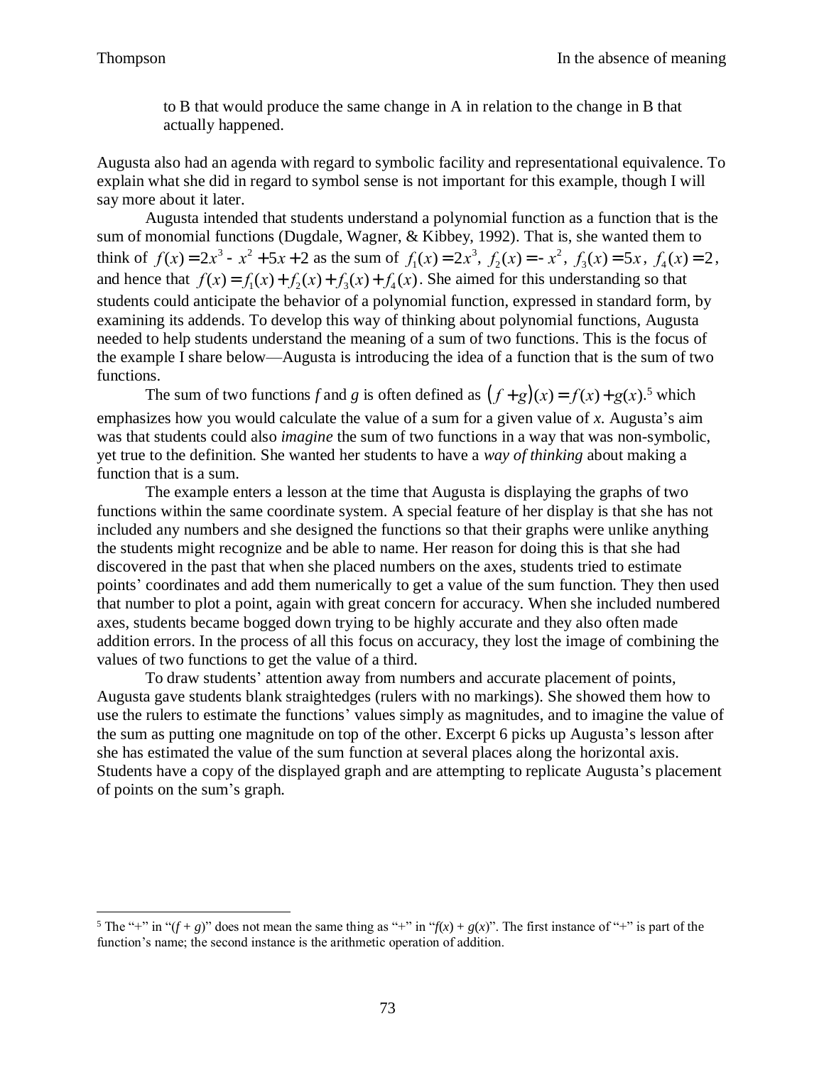to B that would produce the same change in A in relation to the change in B that actually happened.

Augusta also had an agenda with regard to symbolic facility and representational equivalence. To explain what she did in regard to symbol sense is not important for this example, though I will say more about it later.

Augusta intended that students understand a polynomial function as a function that is the sum of monomial functions (Dugdale, Wagner, & Kibbey, 1992). That is, she wanted them to think of $f(x) = 2x^3 - x^2 + 5x + 2$ as the sum of $f_1(x) = 2x^3$, $f_2(x) = -x^2$, $f_3(x) = 5x$, $f_4(x) = 2$, and hence that $f(x) = f_1(x) + f_2(x) + f_3(x) + f_4(x)$. She aimed for this understanding so that students could anticipate the behavior of a polynomial function, expressed in standard form, by examining its addends. To develop this way of thinking about polynomial functions, Augusta needed to help students understand the meaning of a sum of two functions. This is the focus of the example I share below—Augusta is introducing the idea of a function that is the sum of two functions.

The sum of two functions *f* and *g* is often defined as $(f + g)(x) = f(x) + g(x)$.[5] which emphasizes how you would calculate the value of a sum for a given value of *x*. Augusta's aim was that students could also *imagine* the sum of two functions in a way that was non-symbolic, yet true to the definition. She wanted her students to have a *way of thinking* about making a function that is a sum.

The example enters a lesson at the time that Augusta is displaying the graphs of two functions within the same coordinate system. A special feature of her display is that she has not included any numbers and she designed the functions so that their graphs were unlike anything the students might recognize and be able to name. Her reason for doing this is that she had discovered in the past that when she placed numbers on the axes, students tried to estimate points' coordinates and add them numerically to get a value of the sum function. They then used that number to plot a point, again with great concern for accuracy. When she included numbered axes, students became bogged down trying to be highly accurate and they also often made addition errors. In the process of all this focus on accuracy, they lost the image of combining the values of two functions to get the value of a third.

To draw students' attention away from numbers and accurate placement of points, Augusta gave students blank straightedges (rulers with no markings). She showed them how to use the rulers to estimate the functions' values simply as magnitudes, and to imagine the value of the sum as putting one magnitude on top of the other. Excerpt 6 picks up Augusta's lesson after she has estimated the value of the sum function at several places along the horizontal axis. Students have a copy of the displayed graph and are attempting to replicate Augusta's placement of points on the sum's graph.

[5] The "+" in "$(f + g)$" does not mean the same thing as "+" in "$f(x) + g(x)$". The first instance of "+" is part of the function's name; the second instance is the arithmetic operation of addition.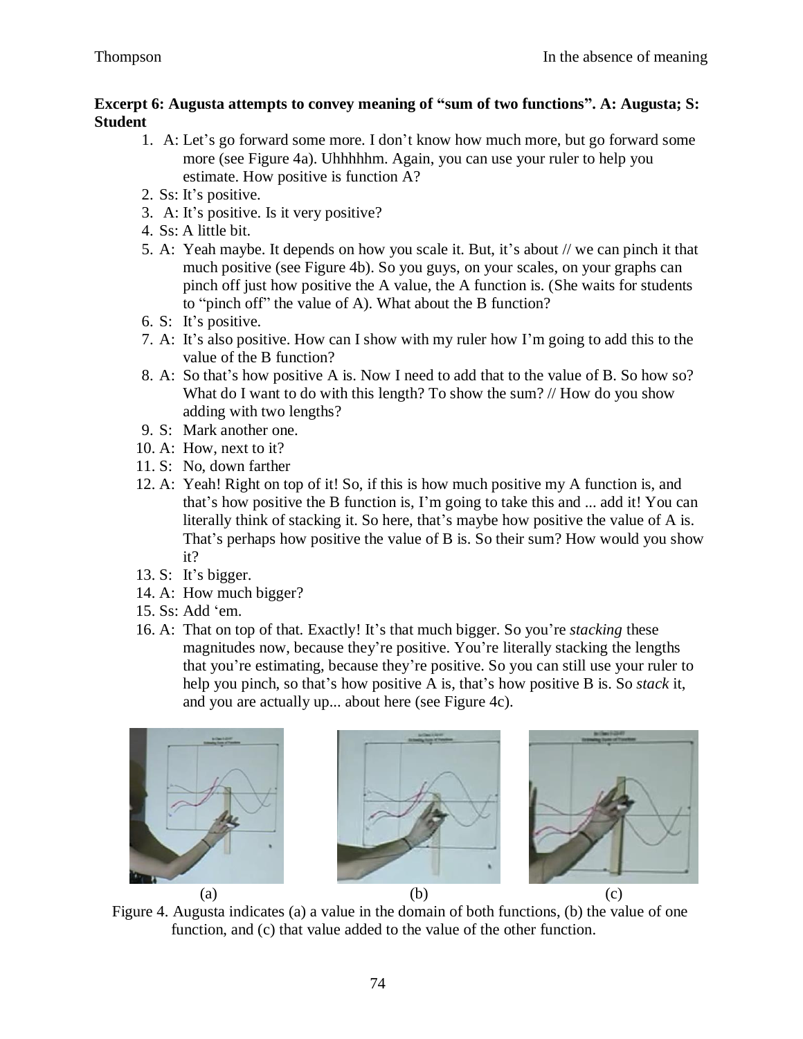**Excerpt 6: Augusta attempts to convey meaning of "sum of two functions". A: Augusta; S: Student**

1. A: Let's go forward some more. I don't know how much more, but go forward some more (see Figure 4a). Uhhhhhm. Again, you can use your ruler to help you estimate. How positive is function A?
2. Ss: It's positive.
3. A: It's positive. Is it very positive?
4. Ss: A little bit.
5. A: Yeah maybe. It depends on how you scale it. But, it's about // we can pinch it that much positive (see Figure 4b). So you guys, on your scales, on your graphs can pinch off just how positive the A value, the A function is. (She waits for students to "pinch off" the value of A). What about the B function?
6. S: It's positive.
7. A: It's also positive. How can I show with my ruler how I'm going to add this to the value of the B function?
8. A: So that's how positive A is. Now I need to add that to the value of B. So how so? What do I want to do with this length? To show the sum? // How do you show adding with two lengths?
9. S: Mark another one.
10. A: How, next to it?
11. S: No, down farther
12. A: Yeah! Right on top of it! So, if this is how much positive my A function is, and that's how positive the B function is, I'm going to take this and ... add it! You can literally think of stacking it. So here, that's maybe how positive the value of A is. That's perhaps how positive the value of B is. So their sum? How would you show it?
13. S: It's bigger.
14. A: How much bigger?
15. Ss: Add 'em.
16. A: That on top of that. Exactly! It's that much bigger. So you're *stacking* these magnitudes now, because they're positive. You're literally stacking the lengths that you're estimating, because they're positive. So you can still use your ruler to help you pinch, so that's how positive A is, that's how positive B is. So *stack* it, and you are actually up... about here (see Figure 4c).

(a) (b) (c)

Figure 4. Augusta indicates (a) a value in the domain of both functions, (b) the value of one function, and (c) that value added to the value of the other function.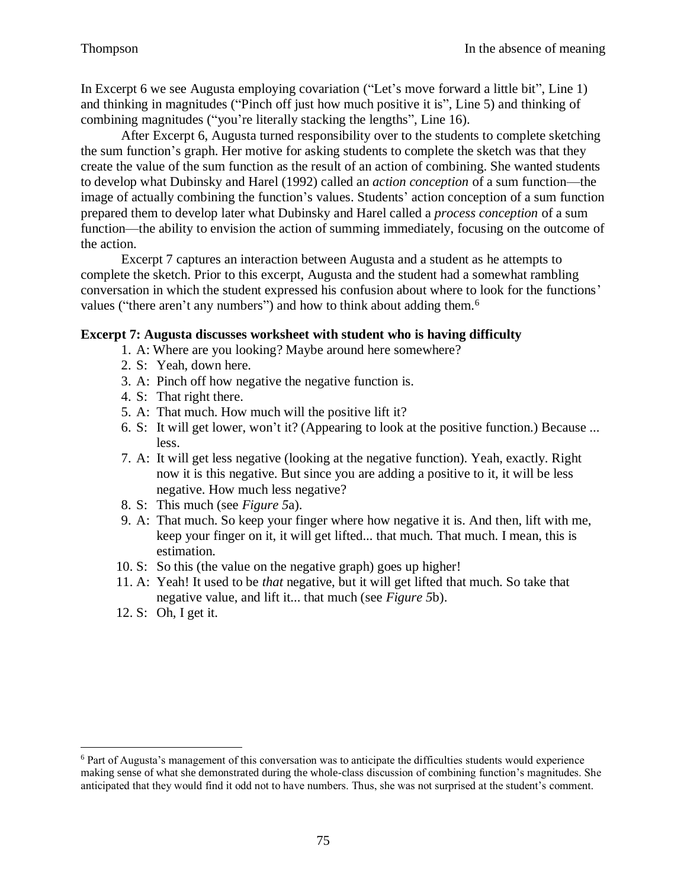In Excerpt 6 we see Augusta employing covariation ("Let's move forward a little bit", Line 1) and thinking in magnitudes ("Pinch off just how much positive it is", Line 5) and thinking of combining magnitudes ("you're literally stacking the lengths", Line 16).

After Excerpt 6, Augusta turned responsibility over to the students to complete sketching the sum function's graph. Her motive for asking students to complete the sketch was that they create the value of the sum function as the result of an action of combining. She wanted students to develop what Dubinsky and Harel (1992) called an *action conception* of a sum function—the image of actually combining the function's values. Students' action conception of a sum function prepared them to develop later what Dubinsky and Harel called a *process conception* of a sum function—the ability to envision the action of summing immediately, focusing on the outcome of the action.

Excerpt 7 captures an interaction between Augusta and a student as he attempts to complete the sketch. Prior to this excerpt, Augusta and the student had a somewhat rambling conversation in which the student expressed his confusion about where to look for the functions' values ("there aren't any numbers") and how to think about adding them.[6]

**Excerpt 7: Augusta discusses worksheet with student who is having difficulty**

1. A: Where are you looking? Maybe around here somewhere?
2. S: Yeah, down here.
3. A: Pinch off how negative the negative function is.
4. S: That right there.
5. A: That much. How much will the positive lift it?
6. S: It will get lower, won't it? (Appearing to look at the positive function.) Because ... less.
7. A: It will get less negative (looking at the negative function). Yeah, exactly. Right now it is this negative. But since you are adding a positive to it, it will be less negative. How much less negative?
8. S: This much (see *Figure 5*a).
9. A: That much. So keep your finger where how negative it is. And then, lift with me, keep your finger on it, it will get lifted... that much. That much. I mean, this is estimation.
10. S: So this (the value on the negative graph) goes up higher!
11. A: Yeah! It used to be *that* negative, but it will get lifted that much. So take that negative value, and lift it... that much (see *Figure 5*b).
12. S: Oh, I get it.

---

[6] Part of Augusta's management of this conversation was to anticipate the difficulties students would experience making sense of what she demonstrated during the whole-class discussion of combining function's magnitudes. She anticipated that they would find it odd not to have numbers. Thus, she was not surprised at the student's comment.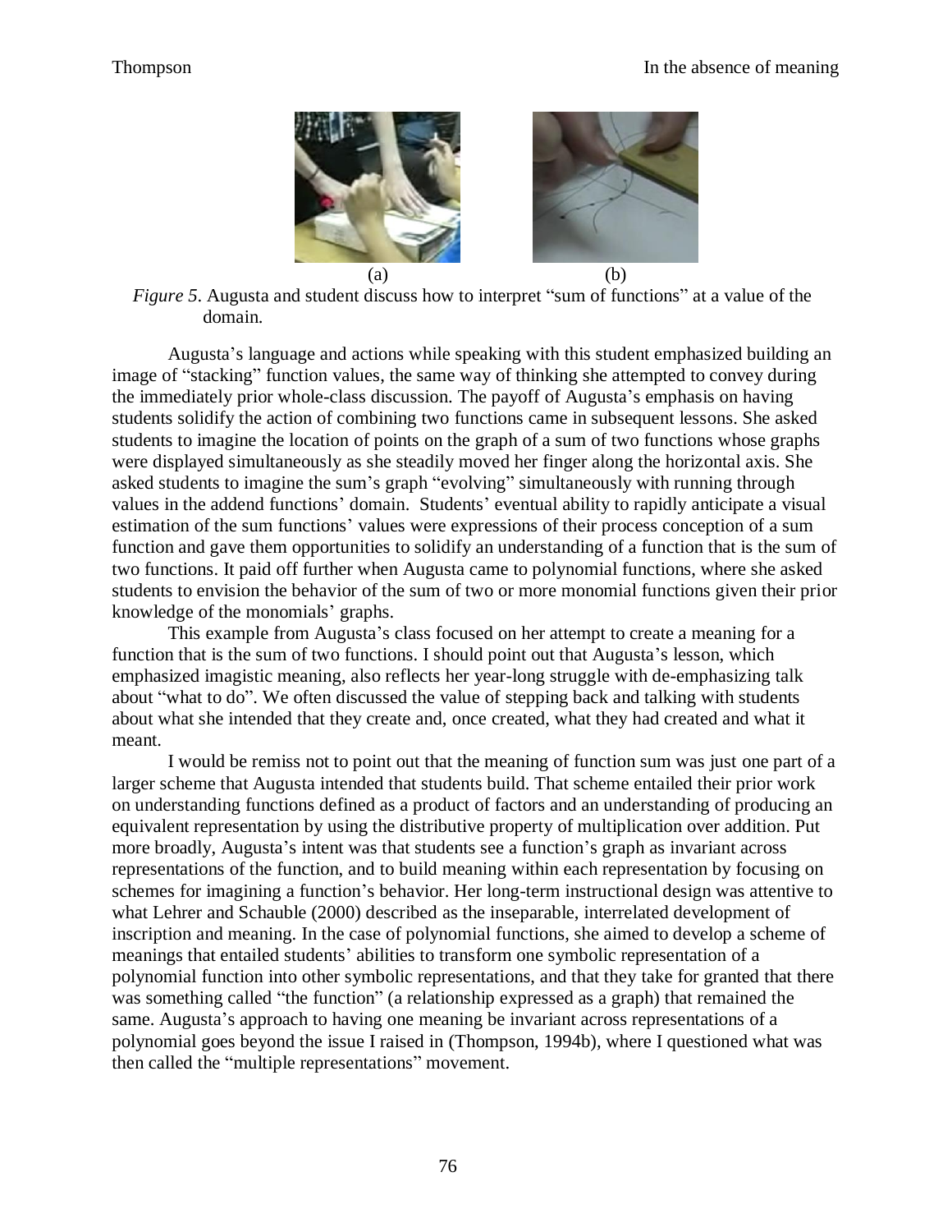(a) (b)

*Figure 5*. Augusta and student discuss how to interpret "sum of functions" at a value of the domain.

Augusta's language and actions while speaking with this student emphasized building an image of "stacking" function values, the same way of thinking she attempted to convey during the immediately prior whole-class discussion. The payoff of Augusta's emphasis on having students solidify the action of combining two functions came in subsequent lessons. She asked students to imagine the location of points on the graph of a sum of two functions whose graphs were displayed simultaneously as she steadily moved her finger along the horizontal axis. She asked students to imagine the sum's graph "evolving" simultaneously with running through values in the addend functions' domain. Students' eventual ability to rapidly anticipate a visual estimation of the sum functions' values were expressions of their process conception of a sum function and gave them opportunities to solidify an understanding of a function that is the sum of two functions. It paid off further when Augusta came to polynomial functions, where she asked students to envision the behavior of the sum of two or more monomial functions given their prior knowledge of the monomials' graphs.

This example from Augusta's class focused on her attempt to create a meaning for a function that is the sum of two functions. I should point out that Augusta's lesson, which emphasized imagistic meaning, also reflects her year-long struggle with de-emphasizing talk about "what to do". We often discussed the value of stepping back and talking with students about what she intended that they create and, once created, what they had created and what it meant.

I would be remiss not to point out that the meaning of function sum was just one part of a larger scheme that Augusta intended that students build. That scheme entailed their prior work on understanding functions defined as a product of factors and an understanding of producing an equivalent representation by using the distributive property of multiplication over addition. Put more broadly, Augusta's intent was that students see a function's graph as invariant across representations of the function, and to build meaning within each representation by focusing on schemes for imagining a function's behavior. Her long-term instructional design was attentive to what Lehrer and Schauble (2000) described as the inseparable, interrelated development of inscription and meaning. In the case of polynomial functions, she aimed to develop a scheme of meanings that entailed students' abilities to transform one symbolic representation of a polynomial function into other symbolic representations, and that they take for granted that there was something called "the function" (a relationship expressed as a graph) that remained the same. Augusta's approach to having one meaning be invariant across representations of a polynomial goes beyond the issue I raised in (Thompson, 1994b), where I questioned what was then called the "multiple representations" movement.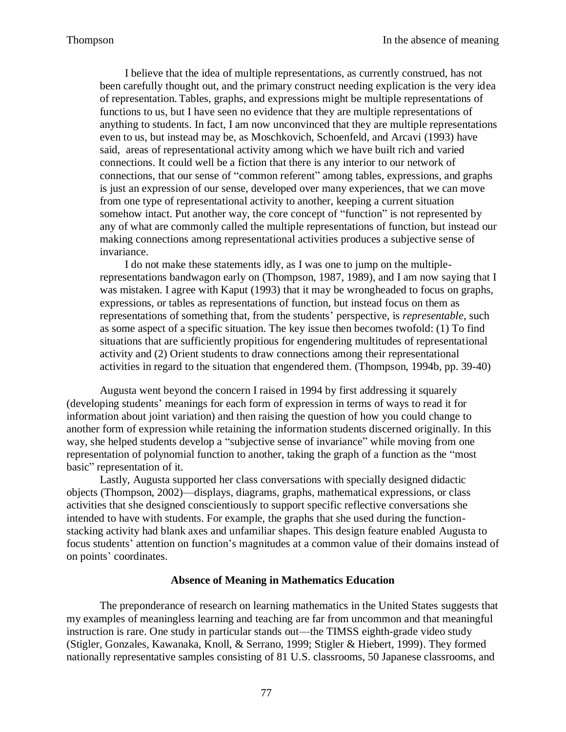> I believe that the idea of multiple representations, as currently construed, has not been carefully thought out, and the primary construct needing explication is the very idea of representation. Tables, graphs, and expressions might be multiple representations of functions to us, but I have seen no evidence that they are multiple representations of anything to students. In fact, I am now unconvinced that they are multiple representations even to us, but instead may be, as Moschkovich, Schoenfeld, and Arcavi (1993) have said, areas of representational activity among which we have built rich and varied connections. It could well be a fiction that there is any interior to our network of connections, that our sense of "common referent" among tables, expressions, and graphs is just an expression of our sense, developed over many experiences, that we can move from one type of representational activity to another, keeping a current situation somehow intact. Put another way, the core concept of "function" is not represented by any of what are commonly called the multiple representations of function, but instead our making connections among representational activities produces a subjective sense of invariance.
>
> I do not make these statements idly, as I was one to jump on the multiple-representations bandwagon early on (Thompson, 1987, 1989), and I am now saying that I was mistaken. I agree with Kaput (1993) that it may be wrongheaded to focus on graphs, expressions, or tables as representations of function, but instead focus on them as representations of something that, from the students' perspective, is *representable*, such as some aspect of a specific situation. The key issue then becomes twofold: (1) To find situations that are sufficiently propitious for engendering multitudes of representational activity and (2) Orient students to draw connections among their representational activities in regard to the situation that engendered them. (Thompson, 1994b, pp. 39-40)

Augusta went beyond the concern I raised in 1994 by first addressing it squarely (developing students' meanings for each form of expression in terms of ways to read it for information about joint variation) and then raising the question of how you could change to another form of expression while retaining the information students discerned originally. In this way, she helped students develop a "subjective sense of invariance" while moving from one representation of polynomial function to another, taking the graph of a function as the "most basic" representation of it.

Lastly, Augusta supported her class conversations with specially designed didactic objects (Thompson, 2002)—displays, diagrams, graphs, mathematical expressions, or class activities that she designed conscientiously to support specific reflective conversations she intended to have with students. For example, the graphs that she used during the function-stacking activity had blank axes and unfamiliar shapes. This design feature enabled Augusta to focus students' attention on function's magnitudes at a common value of their domains instead of on points' coordinates.

## Absence of Meaning in Mathematics Education

The preponderance of research on learning mathematics in the United States suggests that my examples of meaningless learning and teaching are far from uncommon and that meaningful instruction is rare. One study in particular stands out—the TIMSS eighth-grade video study (Stigler, Gonzales, Kawanaka, Knoll, & Serrano, 1999; Stigler & Hiebert, 1999). They formed nationally representative samples consisting of 81 U.S. classrooms, 50 Japanese classrooms, and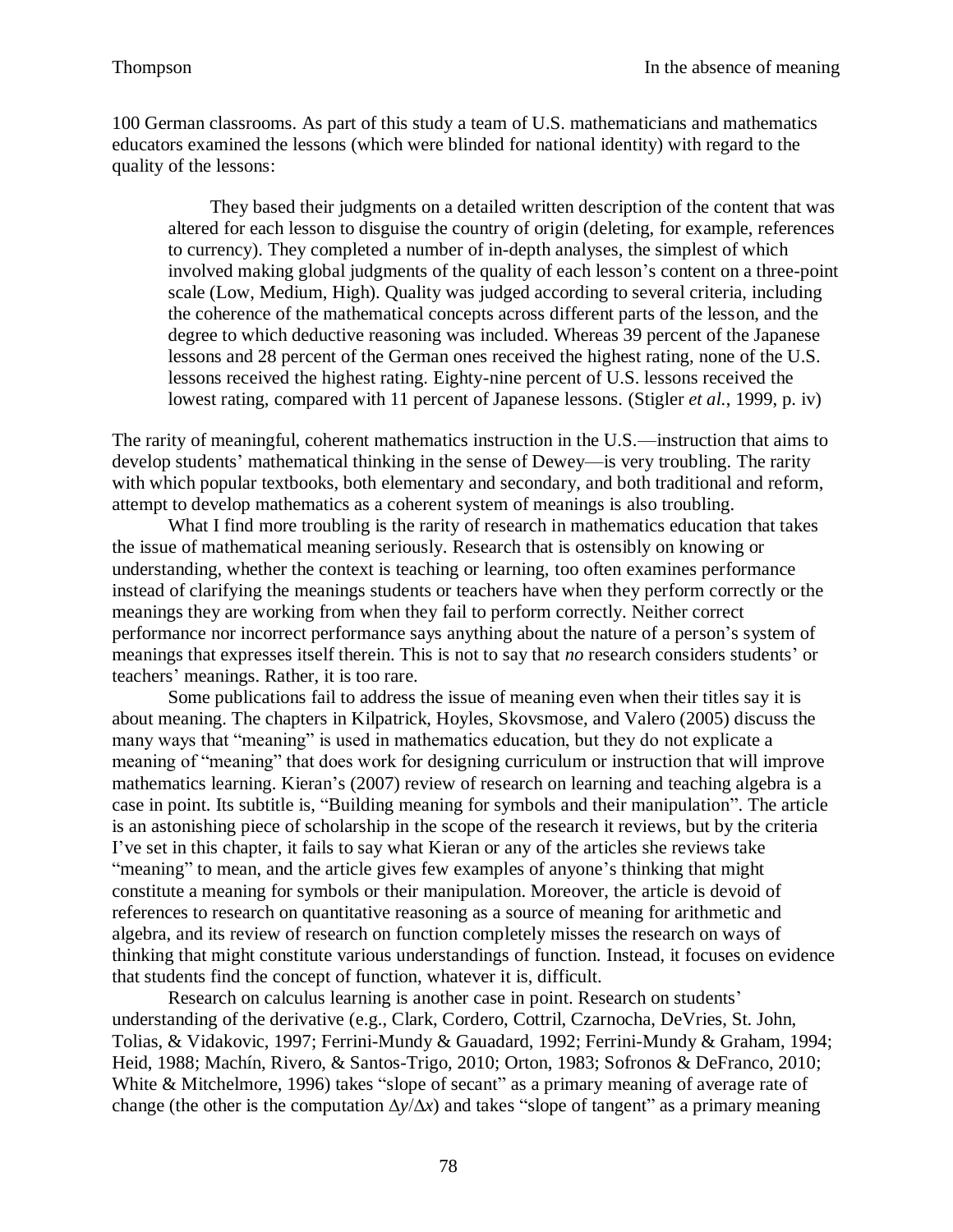100 German classrooms. As part of this study a team of U.S. mathematicians and mathematics educators examined the lessons (which were blinded for national identity) with regard to the quality of the lessons:

> They based their judgments on a detailed written description of the content that was altered for each lesson to disguise the country of origin (deleting, for example, references to currency). They completed a number of in-depth analyses, the simplest of which involved making global judgments of the quality of each lesson's content on a three-point scale (Low, Medium, High). Quality was judged according to several criteria, including the coherence of the mathematical concepts across different parts of the lesson, and the degree to which deductive reasoning was included. Whereas 39 percent of the Japanese lessons and 28 percent of the German ones received the highest rating, none of the U.S. lessons received the highest rating. Eighty-nine percent of U.S. lessons received the lowest rating, compared with 11 percent of Japanese lessons. (Stigler *et al.*, 1999, p. iv)

The rarity of meaningful, coherent mathematics instruction in the U.S.—instruction that aims to develop students' mathematical thinking in the sense of Dewey—is very troubling. The rarity with which popular textbooks, both elementary and secondary, and both traditional and reform, attempt to develop mathematics as a coherent system of meanings is also troubling.

What I find more troubling is the rarity of research in mathematics education that takes the issue of mathematical meaning seriously. Research that is ostensibly on knowing or understanding, whether the context is teaching or learning, too often examines performance instead of clarifying the meanings students or teachers have when they perform correctly or the meanings they are working from when they fail to perform correctly. Neither correct performance nor incorrect performance says anything about the nature of a person's system of meanings that expresses itself therein. This is not to say that *no* research considers students' or teachers' meanings. Rather, it is too rare.

Some publications fail to address the issue of meaning even when their titles say it is about meaning. The chapters in Kilpatrick, Hoyles, Skovsmose, and Valero (2005) discuss the many ways that "meaning" is used in mathematics education, but they do not explicate a meaning of "meaning" that does work for designing curriculum or instruction that will improve mathematics learning. Kieran's (2007) review of research on learning and teaching algebra is a case in point. Its subtitle is, "Building meaning for symbols and their manipulation". The article is an astonishing piece of scholarship in the scope of the research it reviews, but by the criteria I've set in this chapter, it fails to say what Kieran or any of the articles she reviews take "meaning" to mean, and the article gives few examples of anyone's thinking that might constitute a meaning for symbols or their manipulation. Moreover, the article is devoid of references to research on quantitative reasoning as a source of meaning for arithmetic and algebra, and its review of research on function completely misses the research on ways of thinking that might constitute various understandings of function. Instead, it focuses on evidence that students find the concept of function, whatever it is, difficult.

Research on calculus learning is another case in point. Research on students' understanding of the derivative (e.g., Clark, Cordero, Cottril, Czarnocha, DeVries, St. John, Tolias, & Vidakovic, 1997; Ferrini-Mundy & Gauadard, 1992; Ferrini-Mundy & Graham, 1994; Heid, 1988; Machín, Rivero, & Santos-Trigo, 2010; Orton, 1983; Sofronos & DeFranco, 2010; White & Mitchelmore, 1996) takes "slope of secant" as a primary meaning of average rate of change (the other is the computation $\Delta y/\Delta x$) and takes "slope of tangent" as a primary meaning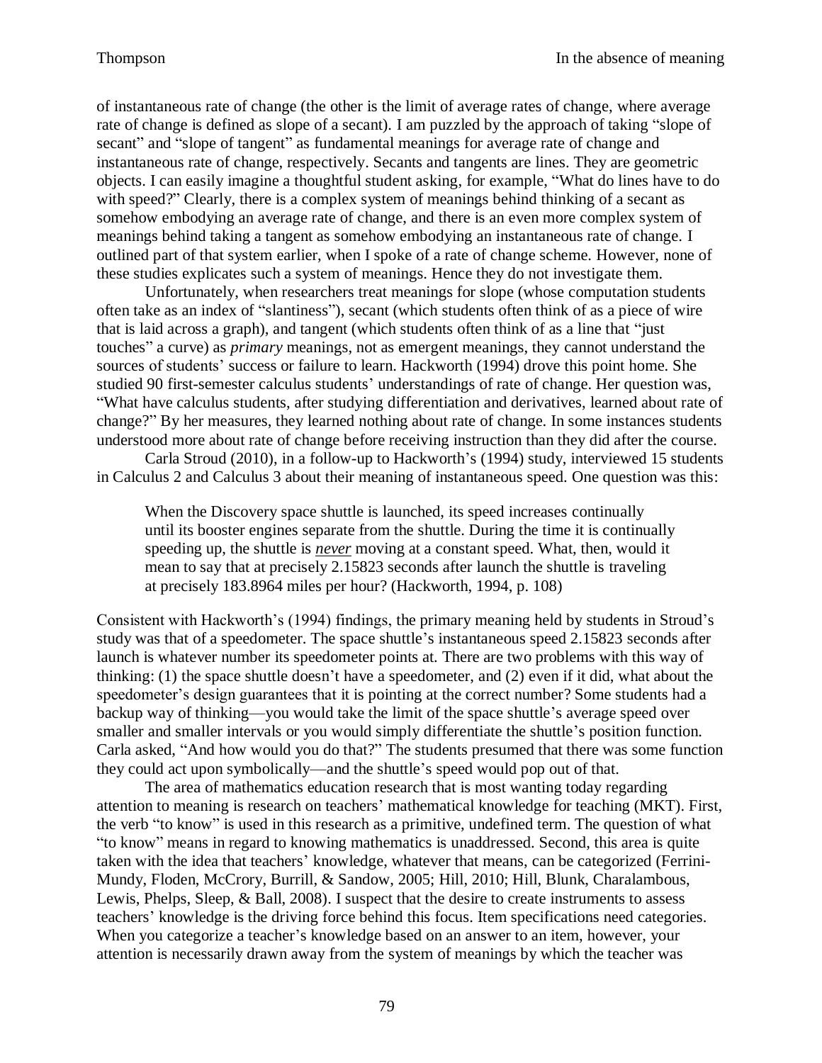of instantaneous rate of change (the other is the limit of average rates of change, where average rate of change is defined as slope of a secant). I am puzzled by the approach of taking "slope of secant" and "slope of tangent" as fundamental meanings for average rate of change and instantaneous rate of change, respectively. Secants and tangents are lines. They are geometric objects. I can easily imagine a thoughtful student asking, for example, "What do lines have to do with speed?" Clearly, there is a complex system of meanings behind thinking of a secant as somehow embodying an average rate of change, and there is an even more complex system of meanings behind taking a tangent as somehow embodying an instantaneous rate of change. I outlined part of that system earlier, when I spoke of a rate of change scheme. However, none of these studies explicates such a system of meanings. Hence they do not investigate them.

Unfortunately, when researchers treat meanings for slope (whose computation students often take as an index of "slantiness"), secant (which students often think of as a piece of wire that is laid across a graph), and tangent (which students often think of as a line that "just touches" a curve) as *primary* meanings, not as emergent meanings, they cannot understand the sources of students' success or failure to learn. Hackworth (1994) drove this point home. She studied 90 first-semester calculus students' understandings of rate of change. Her question was, "What have calculus students, after studying differentiation and derivatives, learned about rate of change?" By her measures, they learned nothing about rate of change. In some instances students understood more about rate of change before receiving instruction than they did after the course.

Carla Stroud (2010), in a follow-up to Hackworth's (1994) study, interviewed 15 students in Calculus 2 and Calculus 3 about their meaning of instantaneous speed. One question was this:

> When the Discovery space shuttle is launched, its speed increases continually until its booster engines separate from the shuttle. During the time it is continually speeding up, the shuttle is ***never*** moving at a constant speed. What, then, would it mean to say that at precisely 2.15823 seconds after launch the shuttle is traveling at precisely 183.8964 miles per hour? (Hackworth, 1994, p. 108)

Consistent with Hackworth's (1994) findings, the primary meaning held by students in Stroud's study was that of a speedometer. The space shuttle's instantaneous speed 2.15823 seconds after launch is whatever number its speedometer points at. There are two problems with this way of thinking: (1) the space shuttle doesn't have a speedometer, and (2) even if it did, what about the speedometer's design guarantees that it is pointing at the correct number? Some students had a backup way of thinking—you would take the limit of the space shuttle's average speed over smaller and smaller intervals or you would simply differentiate the shuttle's position function. Carla asked, "And how would you do that?" The students presumed that there was some function they could act upon symbolically—and the shuttle's speed would pop out of that.

The area of mathematics education research that is most wanting today regarding attention to meaning is research on teachers' mathematical knowledge for teaching (MKT). First, the verb "to know" is used in this research as a primitive, undefined term. The question of what "to know" means in regard to knowing mathematics is unaddressed. Second, this area is quite taken with the idea that teachers' knowledge, whatever that means, can be categorized (Ferrini-Mundy, Floden, McCrory, Burrill, & Sandow, 2005; Hill, 2010; Hill, Blunk, Charalambous, Lewis, Phelps, Sleep, & Ball, 2008). I suspect that the desire to create instruments to assess teachers' knowledge is the driving force behind this focus. Item specifications need categories. When you categorize a teacher's knowledge based on an answer to an item, however, your attention is necessarily drawn away from the system of meanings by which the teacher was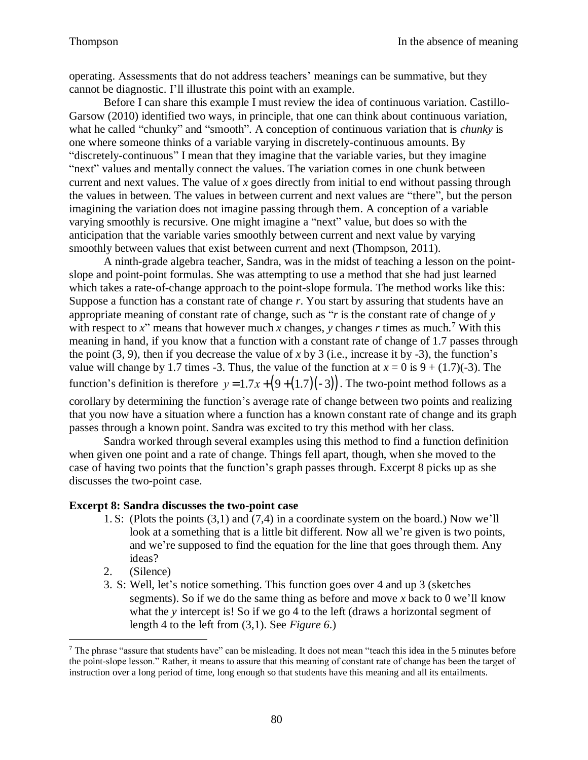operating. Assessments that do not address teachers' meanings can be summative, but they cannot be diagnostic. I'll illustrate this point with an example.

Before I can share this example I must review the idea of continuous variation. Castillo-Garsow (2010) identified two ways, in principle, that one can think about continuous variation, what he called "chunky" and "smooth". A conception of continuous variation that is *chunky* is one where someone thinks of a variable varying in discretely-continuous amounts. By "discretely-continuous" I mean that they imagine that the variable varies, but they imagine "next" values and mentally connect the values. The variation comes in one chunk between current and next values. The value of $x$ goes directly from initial to end without passing through the values in between. The values in between current and next values are "there", but the person imagining the variation does not imagine passing through them. A conception of a variable varying smoothly is recursive. One might imagine a "next" value, but does so with the anticipation that the variable varies smoothly between current and next value by varying smoothly between values that exist between current and next (Thompson, 2011).

A ninth-grade algebra teacher, Sandra, was in the midst of teaching a lesson on the point-slope and point-point formulas. She was attempting to use a method that she had just learned which takes a rate-of-change approach to the point-slope formula. The method works like this: Suppose a function has a constant rate of change $r$. You start by assuring that students have an appropriate meaning of constant rate of change, such as "$r$ is the constant rate of change of $y$ with respect to $x$" means that however much $x$ changes, $y$ changes $r$ times as much.[7] With this meaning in hand, if you know that a function with a constant rate of change of 1.7 passes through the point (3, 9), then if you decrease the value of $x$ by 3 (i.e., increase it by -3), the function's value will change by 1.7 times -3. Thus, the value of the function at $x = 0$ is $9 + (1.7)(-3)$. The function's definition is therefore $y = 1.7x + \left(9 + (1.7)(-3)\right)$. The two-point method follows as a corollary by determining the function's average rate of change between two points and realizing that you now have a situation where a function has a known constant rate of change and its graph passes through a known point. Sandra was excited to try this method with her class.

Sandra worked through several examples using this method to find a function definition when given one point and a rate of change. Things fell apart, though, when she moved to the case of having two points that the function's graph passes through. Excerpt 8 picks up as she discusses the two-point case.

**Excerpt 8: Sandra discusses the two-point case**

1. S: (Plots the points (3,1) and (7,4) in a coordinate system on the board.) Now we'll look at a something that is a little bit different. Now all we're given is two points, and we're supposed to find the equation for the line that goes through them. Any ideas?
2. (Silence)
3. S: Well, let's notice something. This function goes over 4 and up 3 (sketches segments). So if we do the same thing as before and move $x$ back to 0 we'll know what the $y$ intercept is! So if we go 4 to the left (draws a horizontal segment of length 4 to the left from (3,1). See *Figure 6*.)

[7] The phrase "assure that students have" can be misleading. It does not mean "teach this idea in the 5 minutes before the point-slope lesson." Rather, it means to assure that this meaning of constant rate of change has been the target of instruction over a long period of time, long enough so that students have this meaning and all its entailments.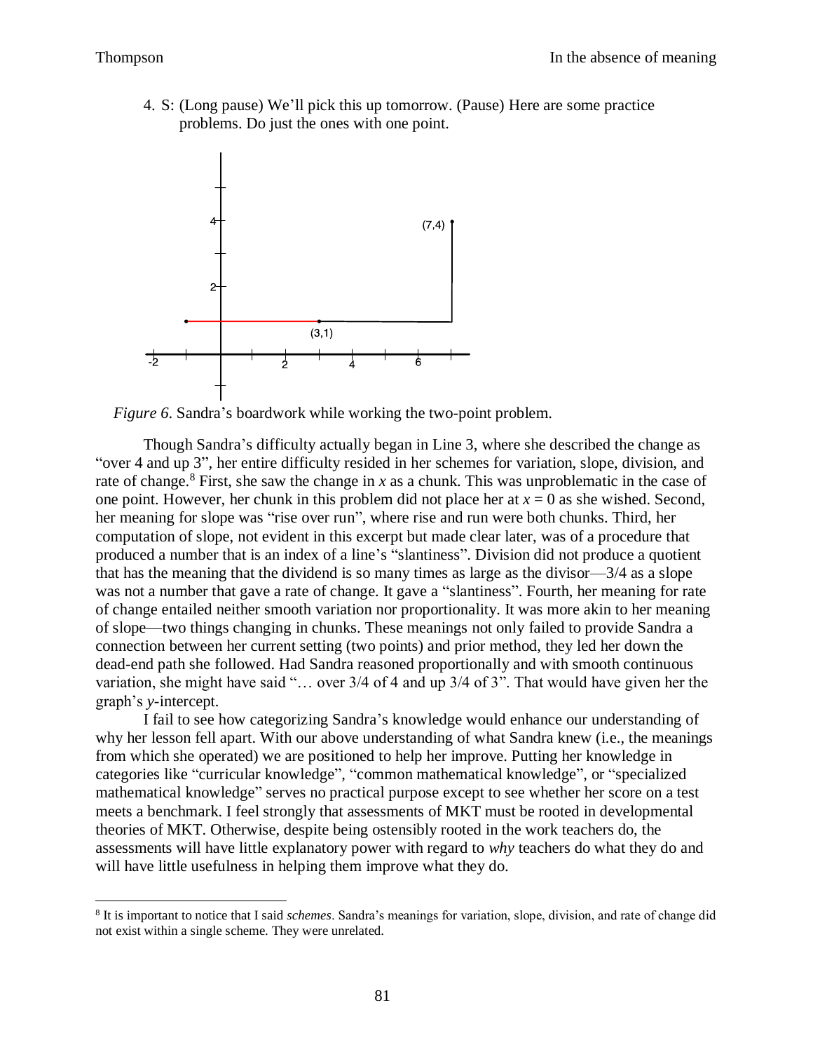4. S: (Long pause) We'll pick this up tomorrow. (Pause) Here are some practice problems. Do just the ones with one point.

(7,4)

(3,1)

-2
2
4
6
2
4

*Figure 6*. Sandra's boardwork while working the two-point problem.

Though Sandra's difficulty actually began in Line 3, where she described the change as "over 4 and up 3", her entire difficulty resided in her schemes for variation, slope, division, and rate of change.[8] First, she saw the change in $x$ as a chunk. This was unproblematic in the case of one point. However, her chunk in this problem did not place her at $x = 0$ as she wished. Second, her meaning for slope was "rise over run", where rise and run were both chunks. Third, her computation of slope, not evident in this excerpt but made clear later, was of a procedure that produced a number that is an index of a line's "slantiness". Division did not produce a quotient that has the meaning that the dividend is so many times as large as the divisor—3/4 as a slope was not a number that gave a rate of change. It gave a "slantiness". Fourth, her meaning for rate of change entailed neither smooth variation nor proportionality. It was more akin to her meaning of slope—two things changing in chunks. These meanings not only failed to provide Sandra a connection between her current setting (two points) and prior method, they led her down the dead-end path she followed. Had Sandra reasoned proportionally and with smooth continuous variation, she might have said "… over 3/4 of 4 and up 3/4 of 3". That would have given her the graph's $y$-intercept.

I fail to see how categorizing Sandra's knowledge would enhance our understanding of why her lesson fell apart. With our above understanding of what Sandra knew (i.e., the meanings from which she operated) we are positioned to help her improve. Putting her knowledge in categories like "curricular knowledge", "common mathematical knowledge", or "specialized mathematical knowledge" serves no practical purpose except to see whether her score on a test meets a benchmark. I feel strongly that assessments of MKT must be rooted in developmental theories of MKT. Otherwise, despite being ostensibly rooted in the work teachers do, the assessments will have little explanatory power with regard to *why* teachers do what they do and will have little usefulness in helping them improve what they do.

[8] It is important to notice that I said *schemes*. Sandra's meanings for variation, slope, division, and rate of change did not exist within a single scheme. They were unrelated.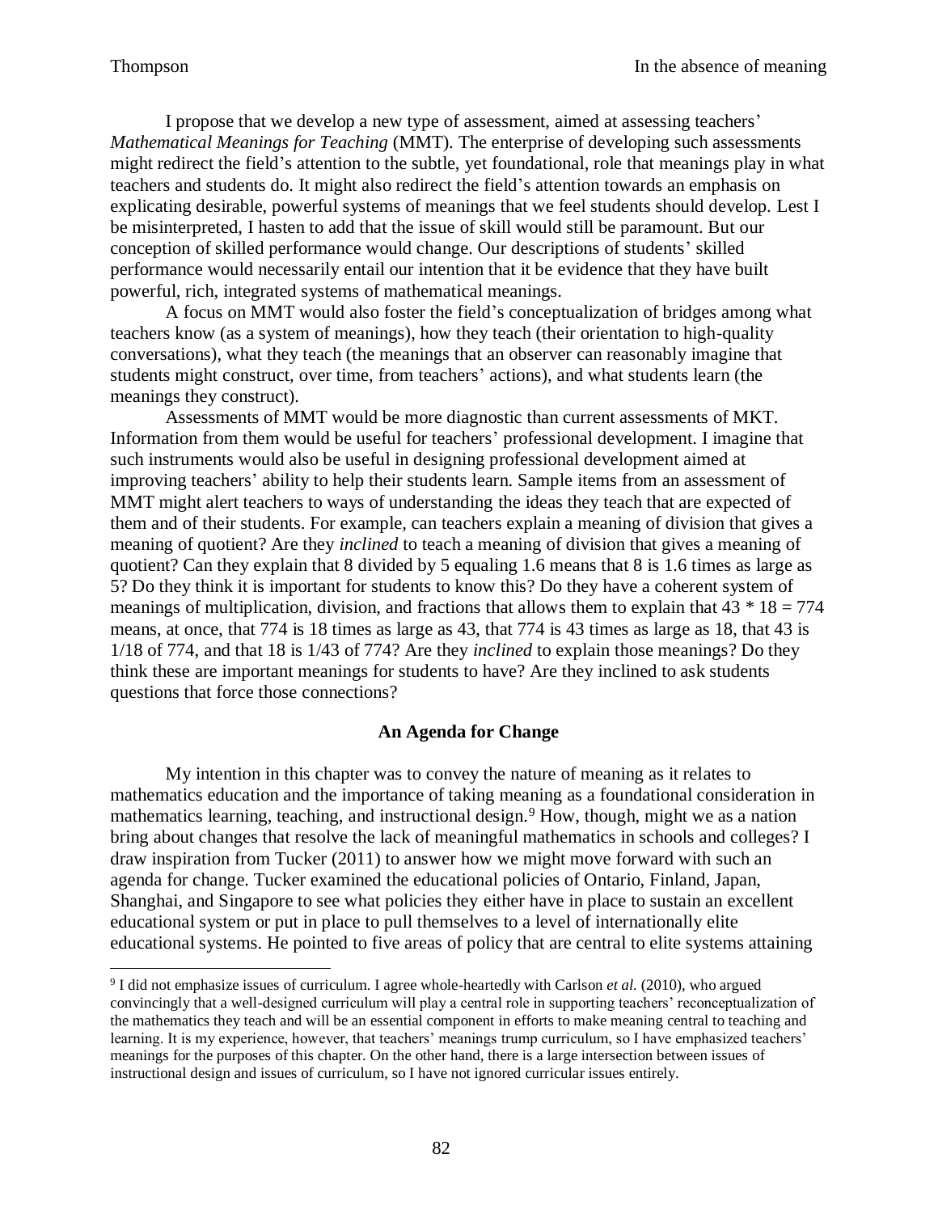I propose that we develop a new type of assessment, aimed at assessing teachers' *Mathematical Meanings for Teaching* (MMT). The enterprise of developing such assessments might redirect the field's attention to the subtle, yet foundational, role that meanings play in what teachers and students do. It might also redirect the field's attention towards an emphasis on explicating desirable, powerful systems of meanings that we feel students should develop. Lest I be misinterpreted, I hasten to add that the issue of skill would still be paramount. But our conception of skilled performance would change. Our descriptions of students' skilled performance would necessarily entail our intention that it be evidence that they have built powerful, rich, integrated systems of mathematical meanings.

A focus on MMT would also foster the field's conceptualization of bridges among what teachers know (as a system of meanings), how they teach (their orientation to high-quality conversations), what they teach (the meanings that an observer can reasonably imagine that students might construct, over time, from teachers' actions), and what students learn (the meanings they construct).

Assessments of MMT would be more diagnostic than current assessments of MKT. Information from them would be useful for teachers' professional development. I imagine that such instruments would also be useful in designing professional development aimed at improving teachers' ability to help their students learn. Sample items from an assessment of MMT might alert teachers to ways of understanding the ideas they teach that are expected of them and of their students. For example, can teachers explain a meaning of division that gives a meaning of quotient? Are they *inclined* to teach a meaning of division that gives a meaning of quotient? Can they explain that 8 divided by 5 equaling 1.6 means that 8 is 1.6 times as large as 5? Do they think it is important for students to know this? Do they have a coherent system of meanings of multiplication, division, and fractions that allows them to explain that $43 * 18 = 774$ means, at once, that 774 is 18 times as large as 43, that 774 is 43 times as large as 18, that 43 is 1/18 of 774, and that 18 is 1/43 of 774? Are they *inclined* to explain those meanings? Do they think these are important meanings for students to have? Are they inclined to ask students questions that force those connections?

## An Agenda for Change

My intention in this chapter was to convey the nature of meaning as it relates to mathematics education and the importance of taking meaning as a foundational consideration in mathematics learning, teaching, and instructional design.[9] How, though, might we as a nation bring about changes that resolve the lack of meaningful mathematics in schools and colleges? I draw inspiration from Tucker (2011) to answer how we might move forward with such an agenda for change. Tucker examined the educational policies of Ontario, Finland, Japan, Shanghai, and Singapore to see what policies they either have in place to sustain an excellent educational system or put in place to pull themselves to a level of internationally elite educational systems. He pointed to five areas of policy that are central to elite systems attaining

[9] I did not emphasize issues of curriculum. I agree whole-heartedly with Carlson *et al.* (2010), who argued convincingly that a well-designed curriculum will play a central role in supporting teachers' reconceptualization of the mathematics they teach and will be an essential component in efforts to make meaning central to teaching and learning. It is my experience, however, that teachers' meanings trump curriculum, so I have emphasized teachers' meanings for the purposes of this chapter. On the other hand, there is a large intersection between issues of instructional design and issues of curriculum, so I have not ignored curricular issues entirely.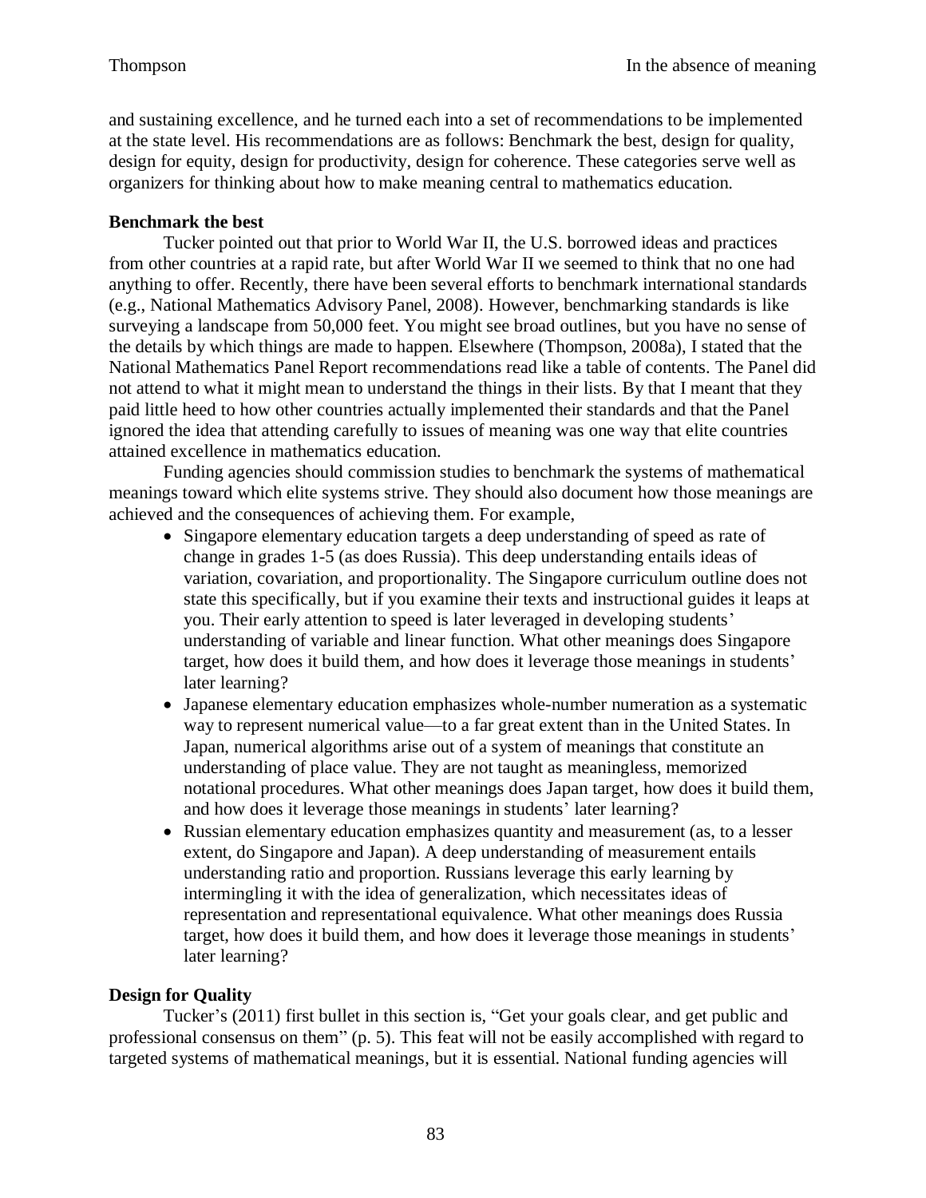and sustaining excellence, and he turned each into a set of recommendations to be implemented at the state level. His recommendations are as follows: Benchmark the best, design for quality, design for equity, design for productivity, design for coherence. These categories serve well as organizers for thinking about how to make meaning central to mathematics education.

**Benchmark the best**

Tucker pointed out that prior to World War II, the U.S. borrowed ideas and practices from other countries at a rapid rate, but after World War II we seemed to think that no one had anything to offer. Recently, there have been several efforts to benchmark international standards (e.g., National Mathematics Advisory Panel, 2008). However, benchmarking standards is like surveying a landscape from 50,000 feet. You might see broad outlines, but you have no sense of the details by which things are made to happen. Elsewhere (Thompson, 2008a), I stated that the National Mathematics Panel Report recommendations read like a table of contents. The Panel did not attend to what it might mean to understand the things in their lists. By that I meant that they paid little heed to how other countries actually implemented their standards and that the Panel ignored the idea that attending carefully to issues of meaning was one way that elite countries attained excellence in mathematics education.

Funding agencies should commission studies to benchmark the systems of mathematical meanings toward which elite systems strive. They should also document how those meanings are achieved and the consequences of achieving them. For example,

- Singapore elementary education targets a deep understanding of speed as rate of change in grades 1-5 (as does Russia). This deep understanding entails ideas of variation, covariation, and proportionality. The Singapore curriculum outline does not state this specifically, but if you examine their texts and instructional guides it leaps at you. Their early attention to speed is later leveraged in developing students' understanding of variable and linear function. What other meanings does Singapore target, how does it build them, and how does it leverage those meanings in students' later learning?
- Japanese elementary education emphasizes whole-number numeration as a systematic way to represent numerical value—to a far great extent than in the United States. In Japan, numerical algorithms arise out of a system of meanings that constitute an understanding of place value. They are not taught as meaningless, memorized notational procedures. What other meanings does Japan target, how does it build them, and how does it leverage those meanings in students' later learning?
- Russian elementary education emphasizes quantity and measurement (as, to a lesser extent, do Singapore and Japan). A deep understanding of measurement entails understanding ratio and proportion. Russians leverage this early learning by intermingling it with the idea of generalization, which necessitates ideas of representation and representational equivalence. What other meanings does Russia target, how does it build them, and how does it leverage those meanings in students' later learning?

**Design for Quality**

Tucker's (2011) first bullet in this section is, "Get your goals clear, and get public and professional consensus on them" (p. 5). This feat will not be easily accomplished with regard to targeted systems of mathematical meanings, but it is essential. National funding agencies will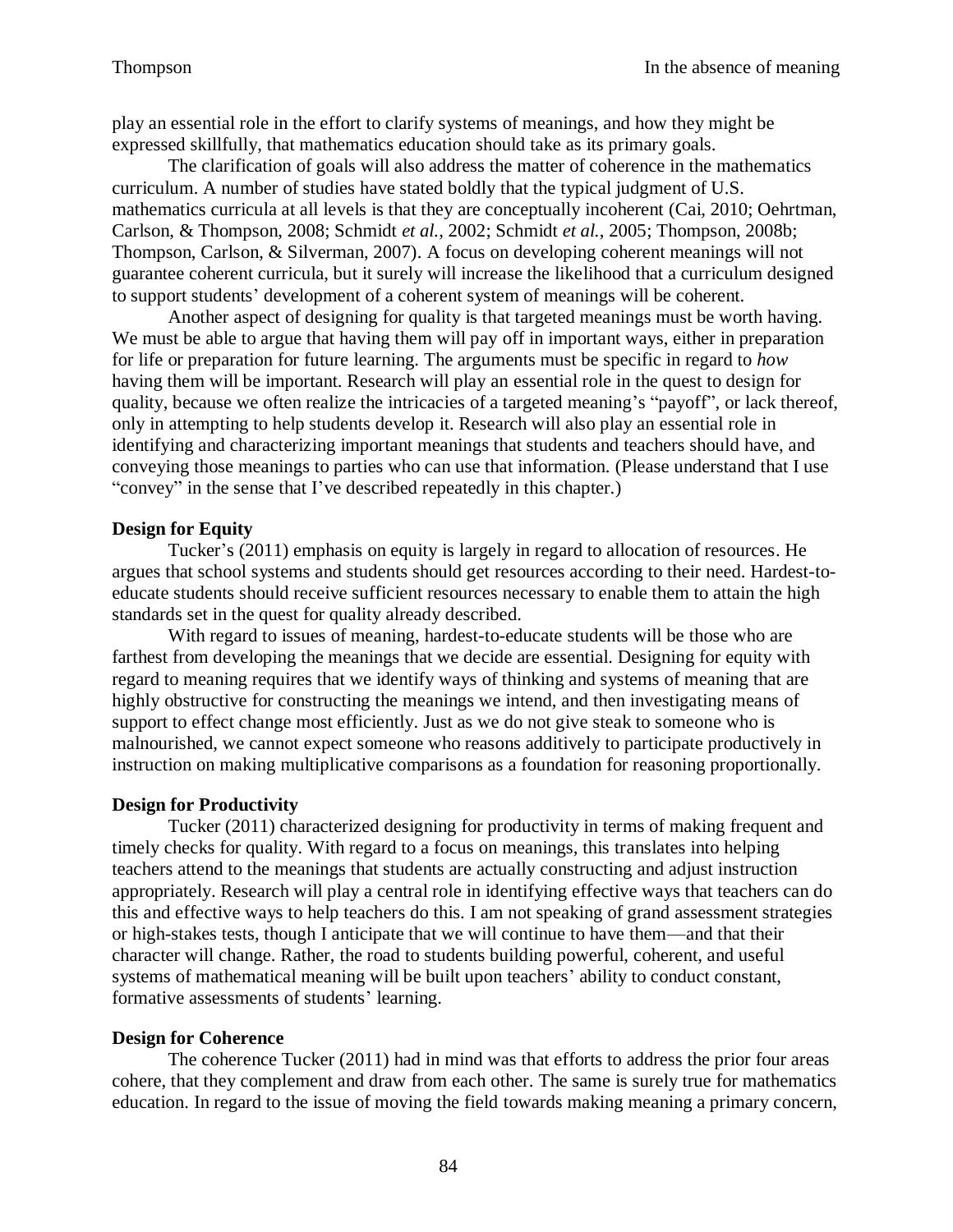play an essential role in the effort to clarify systems of meanings, and how they might be expressed skillfully, that mathematics education should take as its primary goals.

The clarification of goals will also address the matter of coherence in the mathematics curriculum. A number of studies have stated boldly that the typical judgment of U.S. mathematics curricula at all levels is that they are conceptually incoherent (Cai, 2010; Oehrtman, Carlson, & Thompson, 2008; Schmidt *et al.*, 2002; Schmidt *et al.*, 2005; Thompson, 2008b; Thompson, Carlson, & Silverman, 2007). A focus on developing coherent meanings will not guarantee coherent curricula, but it surely will increase the likelihood that a curriculum designed to support students' development of a coherent system of meanings will be coherent.

Another aspect of designing for quality is that targeted meanings must be worth having. We must be able to argue that having them will pay off in important ways, either in preparation for life or preparation for future learning. The arguments must be specific in regard to *how* having them will be important. Research will play an essential role in the quest to design for quality, because we often realize the intricacies of a targeted meaning's "payoff", or lack thereof, only in attempting to help students develop it. Research will also play an essential role in identifying and characterizing important meanings that students and teachers should have, and conveying those meanings to parties who can use that information. (Please understand that I use "convey" in the sense that I've described repeatedly in this chapter.)

**Design for Equity**

Tucker's (2011) emphasis on equity is largely in regard to allocation of resources. He argues that school systems and students should get resources according to their need. Hardest-to-educate students should receive sufficient resources necessary to enable them to attain the high standards set in the quest for quality already described.

With regard to issues of meaning, hardest-to-educate students will be those who are farthest from developing the meanings that we decide are essential. Designing for equity with regard to meaning requires that we identify ways of thinking and systems of meaning that are highly obstructive for constructing the meanings we intend, and then investigating means of support to effect change most efficiently. Just as we do not give steak to someone who is malnourished, we cannot expect someone who reasons additively to participate productively in instruction on making multiplicative comparisons as a foundation for reasoning proportionally.

**Design for Productivity**

Tucker (2011) characterized designing for productivity in terms of making frequent and timely checks for quality. With regard to a focus on meanings, this translates into helping teachers attend to the meanings that students are actually constructing and adjust instruction appropriately. Research will play a central role in identifying effective ways that teachers can do this and effective ways to help teachers do this. I am not speaking of grand assessment strategies or high-stakes tests, though I anticipate that we will continue to have them—and that their character will change. Rather, the road to students building powerful, coherent, and useful systems of mathematical meaning will be built upon teachers' ability to conduct constant, formative assessments of students' learning.

**Design for Coherence**

The coherence Tucker (2011) had in mind was that efforts to address the prior four areas cohere, that they complement and draw from each other. The same is surely true for mathematics education. In regard to the issue of moving the field towards making meaning a primary concern,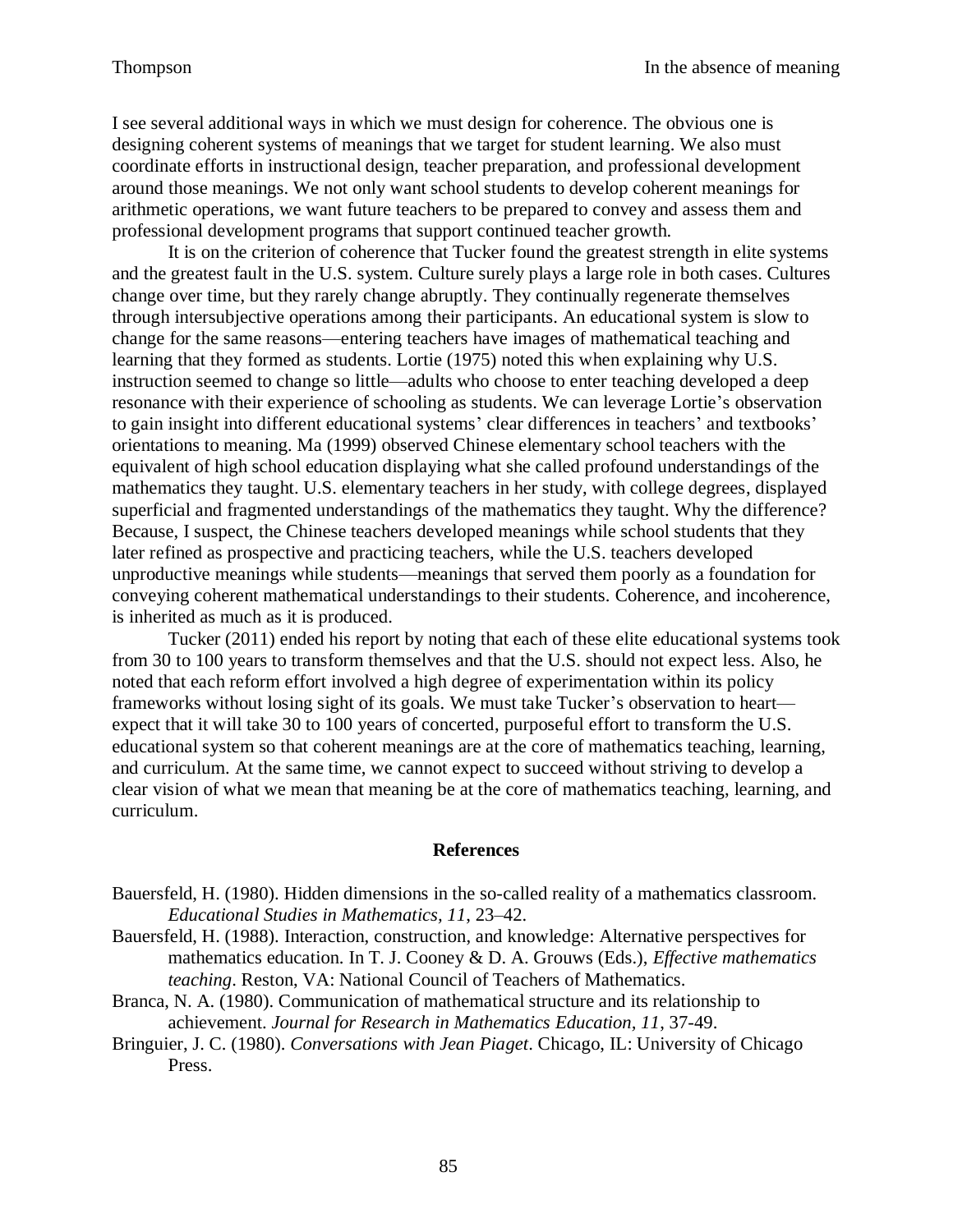I see several additional ways in which we must design for coherence. The obvious one is designing coherent systems of meanings that we target for student learning. We also must coordinate efforts in instructional design, teacher preparation, and professional development around those meanings. We not only want school students to develop coherent meanings for arithmetic operations, we want future teachers to be prepared to convey and assess them and professional development programs that support continued teacher growth.

It is on the criterion of coherence that Tucker found the greatest strength in elite systems and the greatest fault in the U.S. system. Culture surely plays a large role in both cases. Cultures change over time, but they rarely change abruptly. They continually regenerate themselves through intersubjective operations among their participants. An educational system is slow to change for the same reasons—entering teachers have images of mathematical teaching and learning that they formed as students. Lortie (1975) noted this when explaining why U.S. instruction seemed to change so little—adults who choose to enter teaching developed a deep resonance with their experience of schooling as students. We can leverage Lortie's observation to gain insight into different educational systems' clear differences in teachers' and textbooks' orientations to meaning. Ma (1999) observed Chinese elementary school teachers with the equivalent of high school education displaying what she called profound understandings of the mathematics they taught. U.S. elementary teachers in her study, with college degrees, displayed superficial and fragmented understandings of the mathematics they taught. Why the difference? Because, I suspect, the Chinese teachers developed meanings while school students that they later refined as prospective and practicing teachers, while the U.S. teachers developed unproductive meanings while students—meanings that served them poorly as a foundation for conveying coherent mathematical understandings to their students. Coherence, and incoherence, is inherited as much as it is produced.

Tucker (2011) ended his report by noting that each of these elite educational systems took from 30 to 100 years to transform themselves and that the U.S. should not expect less. Also, he noted that each reform effort involved a high degree of experimentation within its policy frameworks without losing sight of its goals. We must take Tucker's observation to heart—expect that it will take 30 to 100 years of concerted, purposeful effort to transform the U.S. educational system so that coherent meanings are at the core of mathematics teaching, learning, and curriculum. At the same time, we cannot expect to succeed without striving to develop a clear vision of what we mean that meaning be at the core of mathematics teaching, learning, and curriculum.

## References

Bauersfeld, H. (1980). Hidden dimensions in the so-called reality of a mathematics classroom. *Educational Studies in Mathematics, 11*, 23–42.

Bauersfeld, H. (1988). Interaction, construction, and knowledge: Alternative perspectives for mathematics education. In T. J. Cooney & D. A. Grouws (Eds.), *Effective mathematics teaching*. Reston, VA: National Council of Teachers of Mathematics.

Branca, N. A. (1980). Communication of mathematical structure and its relationship to achievement. *Journal for Research in Mathematics Education, 11*, 37-49.

Bringuier, J. C. (1980). *Conversations with Jean Piaget*. Chicago, IL: University of Chicago Press.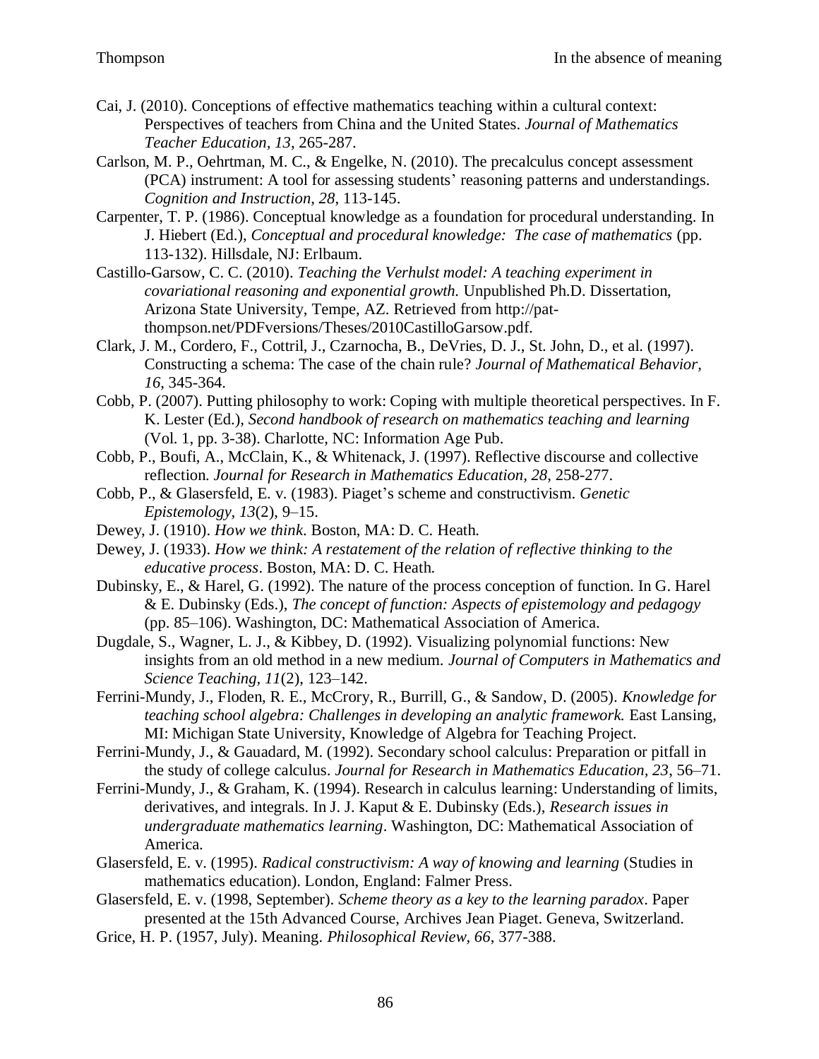Cai, J. (2010). Conceptions of effective mathematics teaching within a cultural context: Perspectives of teachers from China and the United States. *Journal of Mathematics Teacher Education, 13*, 265-287.

Carlson, M. P., Oehrtman, M. C., & Engelke, N. (2010). The precalculus concept assessment (PCA) instrument: A tool for assessing students' reasoning patterns and understandings. *Cognition and Instruction, 28*, 113-145.

Carpenter, T. P. (1986). Conceptual knowledge as a foundation for procedural understanding. In J. Hiebert (Ed.), *Conceptual and procedural knowledge: The case of mathematics* (pp. 113-132). Hillsdale, NJ: Erlbaum.

Castillo-Garsow, C. C. (2010). *Teaching the Verhulst model: A teaching experiment in covariational reasoning and exponential growth.* Unpublished Ph.D. Dissertation, Arizona State University, Tempe, AZ. Retrieved from http://pat-thompson.net/PDFversions/Theses/2010CastilloGarsow.pdf.

Clark, J. M., Cordero, F., Cottril, J., Czarnocha, B., DeVries, D. J., St. John, D., et al. (1997). Constructing a schema: The case of the chain rule? *Journal of Mathematical Behavior, 16*, 345-364.

Cobb, P. (2007). Putting philosophy to work: Coping with multiple theoretical perspectives. In F. K. Lester (Ed.), *Second handbook of research on mathematics teaching and learning* (Vol. 1, pp. 3-38). Charlotte, NC: Information Age Pub.

Cobb, P., Boufi, A., McClain, K., & Whitenack, J. (1997). Reflective discourse and collective reflection. *Journal for Research in Mathematics Education, 28*, 258-277.

Cobb, P., & Glasersfeld, E. v. (1983). Piaget's scheme and constructivism. *Genetic Epistemology, 13*(2), 9–15.

Dewey, J. (1910). *How we think*. Boston, MA: D. C. Heath.

Dewey, J. (1933). *How we think: A restatement of the relation of reflective thinking to the educative process*. Boston, MA: D. C. Heath.

Dubinsky, E., & Harel, G. (1992). The nature of the process conception of function. In G. Harel & E. Dubinsky (Eds.), *The concept of function: Aspects of epistemology and pedagogy* (pp. 85–106). Washington, DC: Mathematical Association of America.

Dugdale, S., Wagner, L. J., & Kibbey, D. (1992). Visualizing polynomial functions: New insights from an old method in a new medium. *Journal of Computers in Mathematics and Science Teaching, 11*(2), 123–142.

Ferrini-Mundy, J., Floden, R. E., McCrory, R., Burrill, G., & Sandow, D. (2005). *Knowledge for teaching school algebra: Challenges in developing an analytic framework.* East Lansing, MI: Michigan State University, Knowledge of Algebra for Teaching Project.

Ferrini-Mundy, J., & Gauadard, M. (1992). Secondary school calculus: Preparation or pitfall in the study of college calculus. *Journal for Research in Mathematics Education, 23*, 56–71.

Ferrini-Mundy, J., & Graham, K. (1994). Research in calculus learning: Understanding of limits, derivatives, and integrals. In J. J. Kaput & E. Dubinsky (Eds.), *Research issues in undergraduate mathematics learning*. Washington, DC: Mathematical Association of America.

Glasersfeld, E. v. (1995). *Radical constructivism: A way of knowing and learning* (Studies in mathematics education). London, England: Falmer Press.

Glasersfeld, E. v. (1998, September). *Scheme theory as a key to the learning paradox*. Paper presented at the 15th Advanced Course, Archives Jean Piaget. Geneva, Switzerland.

Grice, H. P. (1957, July). Meaning. *Philosophical Review, 66*, 377-388.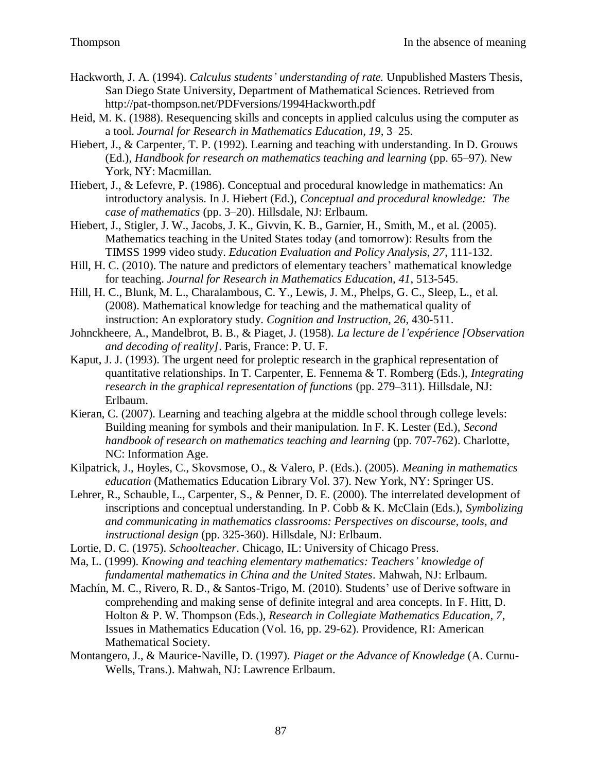Hackworth, J. A. (1994). *Calculus students' understanding of rate.* Unpublished Masters Thesis, San Diego State University, Department of Mathematical Sciences. Retrieved from http://pat-thompson.net/PDFversions/1994Hackworth.pdf

Heid, M. K. (1988). Resequencing skills and concepts in applied calculus using the computer as a tool. *Journal for Research in Mathematics Education, 19*, 3–25.

Hiebert, J., & Carpenter, T. P. (1992). Learning and teaching with understanding. In D. Grouws (Ed.), *Handbook for research on mathematics teaching and learning* (pp. 65–97). New York, NY: Macmillan.

Hiebert, J., & Lefevre, P. (1986). Conceptual and procedural knowledge in mathematics: An introductory analysis. In J. Hiebert (Ed.), *Conceptual and procedural knowledge: The case of mathematics* (pp. 3–20). Hillsdale, NJ: Erlbaum.

Hiebert, J., Stigler, J. W., Jacobs, J. K., Givvin, K. B., Garnier, H., Smith, M., et al. (2005). Mathematics teaching in the United States today (and tomorrow): Results from the TIMSS 1999 video study. *Education Evaluation and Policy Analysis, 27*, 111-132.

Hill, H. C. (2010). The nature and predictors of elementary teachers' mathematical knowledge for teaching. *Journal for Research in Mathematics Education, 41*, 513-545.

Hill, H. C., Blunk, M. L., Charalambous, C. Y., Lewis, J. M., Phelps, G. C., Sleep, L., et al. (2008). Mathematical knowledge for teaching and the mathematical quality of instruction: An exploratory study. *Cognition and Instruction, 26*, 430-511.

Johnckheere, A., Mandelbrot, B. B., & Piaget, J. (1958). *La lecture de l'expérience [Observation and decoding of reality]*. Paris, France: P. U. F.

Kaput, J. J. (1993). The urgent need for proleptic research in the graphical representation of quantitative relationships. In T. Carpenter, E. Fennema & T. Romberg (Eds.), *Integrating research in the graphical representation of functions* (pp. 279–311). Hillsdale, NJ: Erlbaum.

Kieran, C. (2007). Learning and teaching algebra at the middle school through college levels: Building meaning for symbols and their manipulation. In F. K. Lester (Ed.), *Second handbook of research on mathematics teaching and learning* (pp. 707-762). Charlotte, NC: Information Age.

Kilpatrick, J., Hoyles, C., Skovsmose, O., & Valero, P. (Eds.). (2005). *Meaning in mathematics education* (Mathematics Education Library Vol. 37). New York, NY: Springer US.

Lehrer, R., Schauble, L., Carpenter, S., & Penner, D. E. (2000). The interrelated development of inscriptions and conceptual understanding. In P. Cobb & K. McClain (Eds.), *Symbolizing and communicating in mathematics classrooms: Perspectives on discourse, tools, and instructional design* (pp. 325-360). Hillsdale, NJ: Erlbaum.

Lortie, D. C. (1975). *Schoolteacher*. Chicago, IL: University of Chicago Press.

Ma, L. (1999). *Knowing and teaching elementary mathematics: Teachers' knowledge of fundamental mathematics in China and the United States*. Mahwah, NJ: Erlbaum.

Machín, M. C., Rivero, R. D., & Santos-Trigo, M. (2010). Students' use of Derive software in comprehending and making sense of definite integral and area concepts. In F. Hitt, D. Holton & P. W. Thompson (Eds.), *Research in Collegiate Mathematics Education, 7*, Issues in Mathematics Education (Vol. 16, pp. 29-62). Providence, RI: American Mathematical Society.

Montangero, J., & Maurice-Naville, D. (1997). *Piaget or the Advance of Knowledge* (A. Curnu-Wells, Trans.). Mahwah, NJ: Lawrence Erlbaum.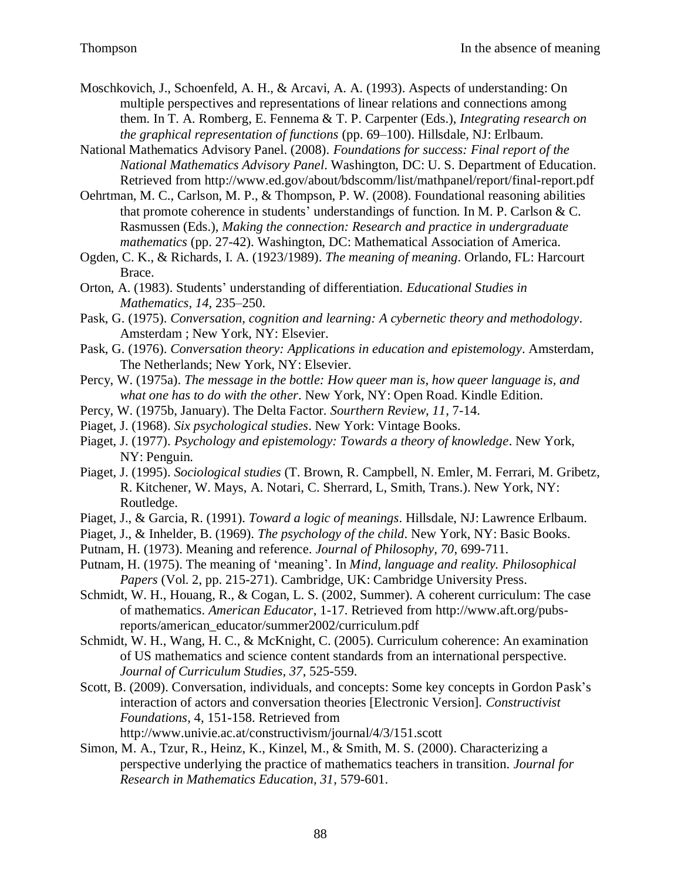Moschkovich, J., Schoenfeld, A. H., & Arcavi, A. A. (1993). Aspects of understanding: On multiple perspectives and representations of linear relations and connections among them. In T. A. Romberg, E. Fennema & T. P. Carpenter (Eds.), *Integrating research on the graphical representation of functions* (pp. 69–100). Hillsdale, NJ: Erlbaum.

National Mathematics Advisory Panel. (2008). *Foundations for success: Final report of the National Mathematics Advisory Panel*. Washington, DC: U. S. Department of Education. Retrieved from http://www.ed.gov/about/bdscomm/list/mathpanel/report/final-report.pdf

Oehrtman, M. C., Carlson, M. P., & Thompson, P. W. (2008). Foundational reasoning abilities that promote coherence in students' understandings of function. In M. P. Carlson & C. Rasmussen (Eds.), *Making the connection: Research and practice in undergraduate mathematics* (pp. 27-42). Washington, DC: Mathematical Association of America.

Ogden, C. K., & Richards, I. A. (1923/1989). *The meaning of meaning*. Orlando, FL: Harcourt Brace.

Orton, A. (1983). Students' understanding of differentiation. *Educational Studies in Mathematics, 14*, 235–250.

Pask, G. (1975). *Conversation, cognition and learning: A cybernetic theory and methodology*. Amsterdam ; New York, NY: Elsevier.

Pask, G. (1976). *Conversation theory: Applications in education and epistemology*. Amsterdam, The Netherlands; New York, NY: Elsevier.

Percy, W. (1975a). *The message in the bottle: How queer man is, how queer language is, and what one has to do with the other*. New York, NY: Open Road. Kindle Edition.

Percy, W. (1975b, January). The Delta Factor. *Sourthern Review, 11*, 7-14.

Piaget, J. (1968). *Six psychological studies*. New York: Vintage Books.

Piaget, J. (1977). *Psychology and epistemology: Towards a theory of knowledge*. New York, NY: Penguin.

Piaget, J. (1995). *Sociological studies* (T. Brown, R. Campbell, N. Emler, M. Ferrari, M. Gribetz, R. Kitchener, W. Mays, A. Notari, C. Sherrard, L, Smith, Trans.). New York, NY: Routledge.

Piaget, J., & Garcia, R. (1991). *Toward a logic of meanings*. Hillsdale, NJ: Lawrence Erlbaum.

Piaget, J., & Inhelder, B. (1969). *The psychology of the child*. New York, NY: Basic Books.

Putnam, H. (1973). Meaning and reference. *Journal of Philosophy, 70*, 699-711.

Putnam, H. (1975). The meaning of 'meaning'. In *Mind, language and reality. Philosophical Papers* (Vol. 2, pp. 215-271). Cambridge, UK: Cambridge University Press.

Schmidt, W. H., Houang, R., & Cogan, L. S. (2002, Summer). A coherent curriculum: The case of mathematics. *American Educator*, 1-17. Retrieved from http://www.aft.org/pubs-reports/american_educator/summer2002/curriculum.pdf

Schmidt, W. H., Wang, H. C., & McKnight, C. (2005). Curriculum coherence: An examination of US mathematics and science content standards from an international perspective. *Journal of Curriculum Studies, 37*, 525-559.

Scott, B. (2009). Conversation, individuals, and concepts: Some key concepts in Gordon Pask's interaction of actors and conversation theories [Electronic Version]. *Constructivist Foundations*, 4, 151-158. Retrieved from http://www.univie.ac.at/constructivism/journal/4/3/151.scott

Simon, M. A., Tzur, R., Heinz, K., Kinzel, M., & Smith, M. S. (2000). Characterizing a perspective underlying the practice of mathematics teachers in transition. *Journal for Research in Mathematics Education, 31*, 579-601.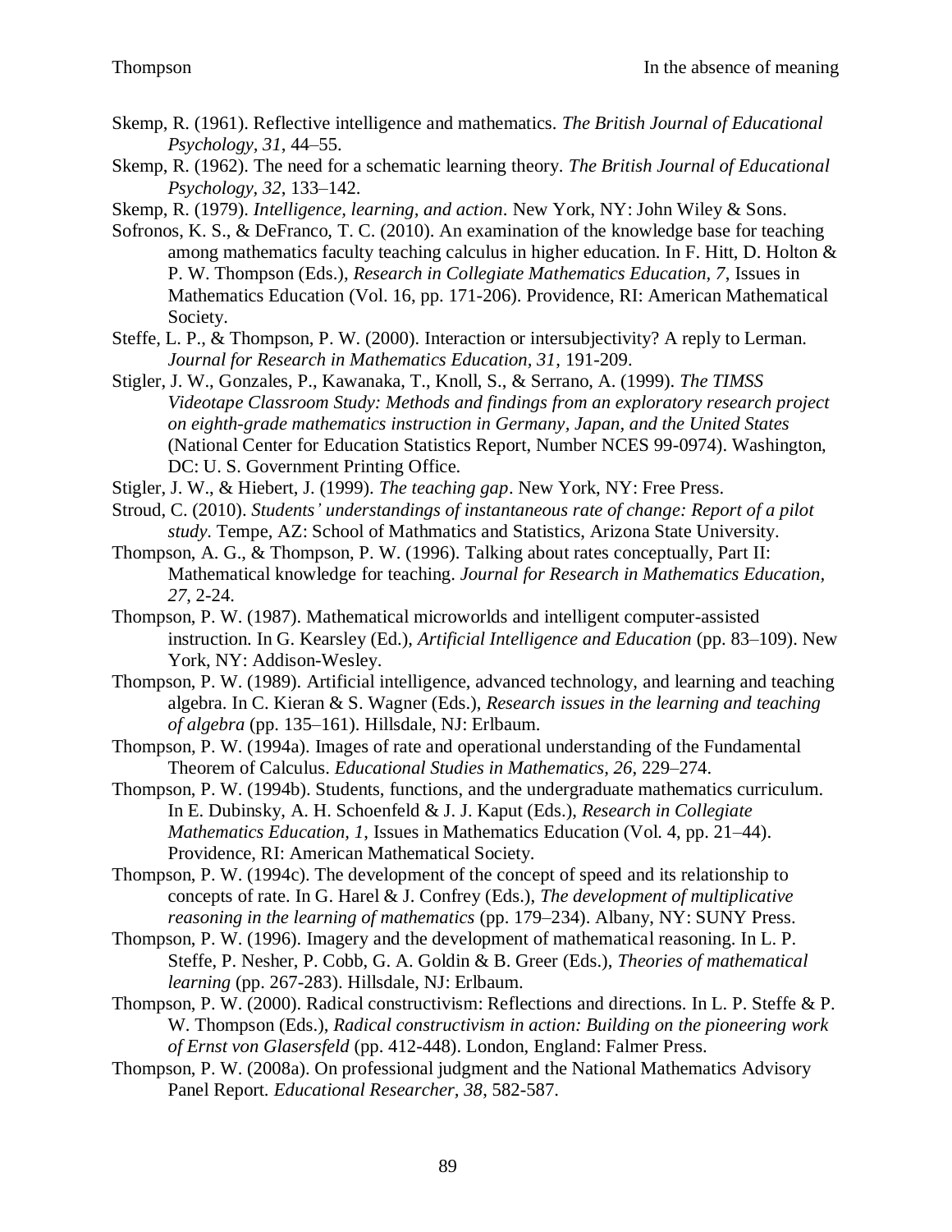Skemp, R. (1961). Reflective intelligence and mathematics. *The British Journal of Educational Psychology, 31*, 44–55.

Skemp, R. (1962). The need for a schematic learning theory. *The British Journal of Educational Psychology, 32*, 133–142.

Skemp, R. (1979). *Intelligence, learning, and action*. New York, NY: John Wiley & Sons.

Sofronos, K. S., & DeFranco, T. C. (2010). An examination of the knowledge base for teaching among mathematics faculty teaching calculus in higher education. In F. Hitt, D. Holton & P. W. Thompson (Eds.), *Research in Collegiate Mathematics Education, 7*, Issues in Mathematics Education (Vol. 16, pp. 171-206). Providence, RI: American Mathematical Society.

Steffe, L. P., & Thompson, P. W. (2000). Interaction or intersubjectivity? A reply to Lerman. *Journal for Research in Mathematics Education, 31*, 191-209.

Stigler, J. W., Gonzales, P., Kawanaka, T., Knoll, S., & Serrano, A. (1999). *The TIMSS Videotape Classroom Study: Methods and findings from an exploratory research project on eighth-grade mathematics instruction in Germany, Japan, and the United States* (National Center for Education Statistics Report, Number NCES 99-0974). Washington, DC: U. S. Government Printing Office.

Stigler, J. W., & Hiebert, J. (1999). *The teaching gap*. New York, NY: Free Press.

Stroud, C. (2010). *Students' understandings of instantaneous rate of change: Report of a pilot study*. Tempe, AZ: School of Mathmatics and Statistics, Arizona State University.

Thompson, A. G., & Thompson, P. W. (1996). Talking about rates conceptually, Part II: Mathematical knowledge for teaching. *Journal for Research in Mathematics Education, 27*, 2-24.

Thompson, P. W. (1987). Mathematical microworlds and intelligent computer-assisted instruction. In G. Kearsley (Ed.), *Artificial Intelligence and Education* (pp. 83–109). New York, NY: Addison-Wesley.

Thompson, P. W. (1989). Artificial intelligence, advanced technology, and learning and teaching algebra. In C. Kieran & S. Wagner (Eds.), *Research issues in the learning and teaching of algebra* (pp. 135–161). Hillsdale, NJ: Erlbaum.

Thompson, P. W. (1994a). Images of rate and operational understanding of the Fundamental Theorem of Calculus. *Educational Studies in Mathematics, 26*, 229–274.

Thompson, P. W. (1994b). Students, functions, and the undergraduate mathematics curriculum. In E. Dubinsky, A. H. Schoenfeld & J. J. Kaput (Eds.), *Research in Collegiate Mathematics Education, 1*, Issues in Mathematics Education (Vol. 4, pp. 21–44). Providence, RI: American Mathematical Society.

Thompson, P. W. (1994c). The development of the concept of speed and its relationship to concepts of rate. In G. Harel & J. Confrey (Eds.), *The development of multiplicative reasoning in the learning of mathematics* (pp. 179–234). Albany, NY: SUNY Press.

Thompson, P. W. (1996). Imagery and the development of mathematical reasoning. In L. P. Steffe, P. Nesher, P. Cobb, G. A. Goldin & B. Greer (Eds.), *Theories of mathematical learning* (pp. 267-283). Hillsdale, NJ: Erlbaum.

Thompson, P. W. (2000). Radical constructivism: Reflections and directions. In L. P. Steffe & P. W. Thompson (Eds.), *Radical constructivism in action: Building on the pioneering work of Ernst von Glasersfeld* (pp. 412-448). London, England: Falmer Press.

Thompson, P. W. (2008a). On professional judgment and the National Mathematics Advisory Panel Report. *Educational Researcher, 38*, 582-587.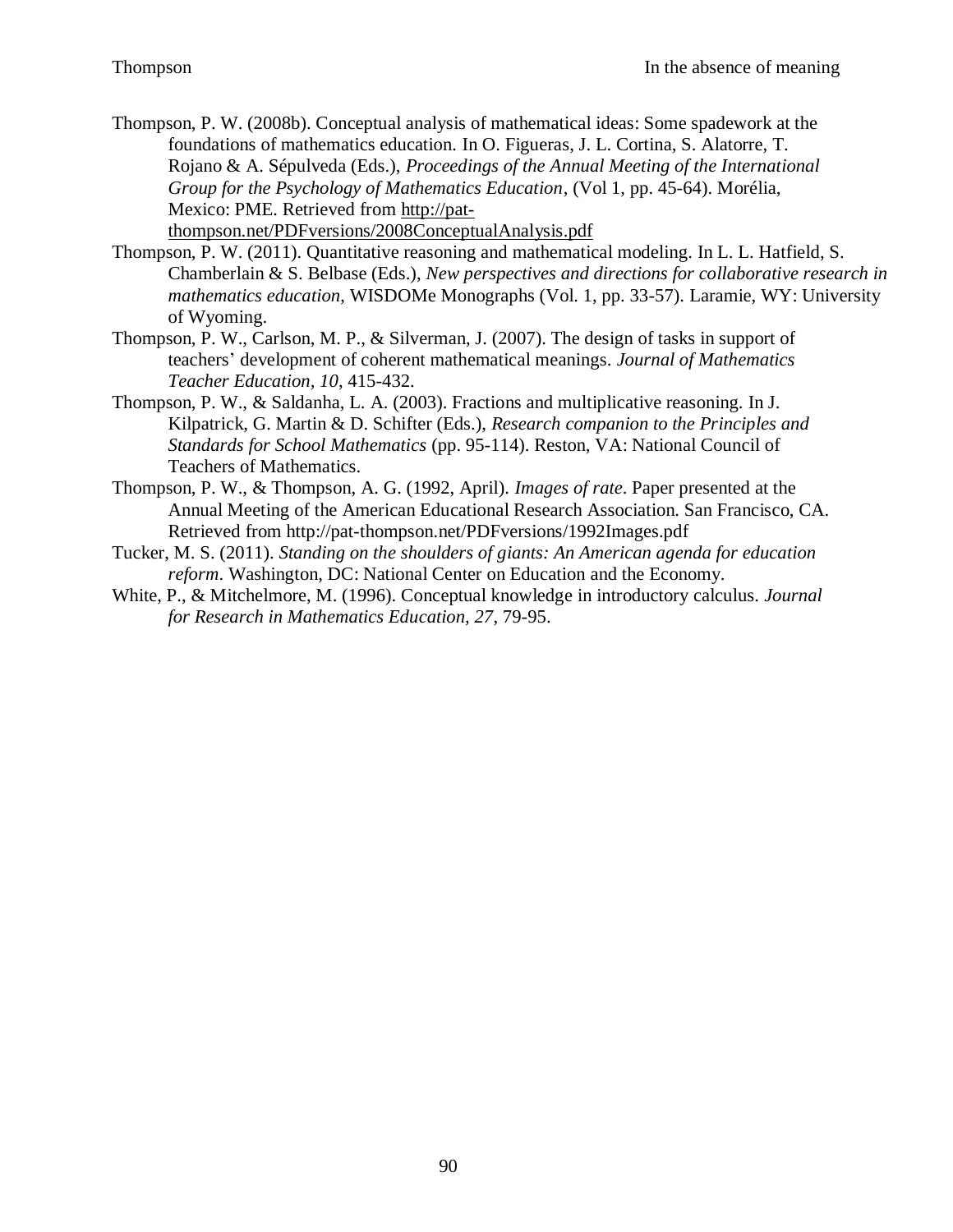Thompson, P. W. (2008b). Conceptual analysis of mathematical ideas: Some spadework at the foundations of mathematics education. In O. Figueras, J. L. Cortina, S. Alatorre, T. Rojano & A. Sépulveda (Eds.), *Proceedings of the Annual Meeting of the International Group for the Psychology of Mathematics Education*, (Vol 1, pp. 45-64). Morélia, Mexico: PME. Retrieved from http://pat-thompson.net/PDFversions/2008ConceptualAnalysis.pdf

Thompson, P. W. (2011). Quantitative reasoning and mathematical modeling. In L. L. Hatfield, S. Chamberlain & S. Belbase (Eds.), *New perspectives and directions for collaborative research in mathematics education*, WISDOMe Monographs (Vol. 1, pp. 33-57). Laramie, WY: University of Wyoming.

Thompson, P. W., Carlson, M. P., & Silverman, J. (2007). The design of tasks in support of teachers' development of coherent mathematical meanings. *Journal of Mathematics Teacher Education, 10*, 415-432.

Thompson, P. W., & Saldanha, L. A. (2003). Fractions and multiplicative reasoning. In J. Kilpatrick, G. Martin & D. Schifter (Eds.), *Research companion to the Principles and Standards for School Mathematics* (pp. 95-114). Reston, VA: National Council of Teachers of Mathematics.

Thompson, P. W., & Thompson, A. G. (1992, April). *Images of rate*. Paper presented at the Annual Meeting of the American Educational Research Association. San Francisco, CA. Retrieved from http://pat-thompson.net/PDFversions/1992Images.pdf

Tucker, M. S. (2011). *Standing on the shoulders of giants: An American agenda for education reform*. Washington, DC: National Center on Education and the Economy.

White, P., & Mitchelmore, M. (1996). Conceptual knowledge in introductory calculus. *Journal for Research in Mathematics Education, 27*, 79-95.